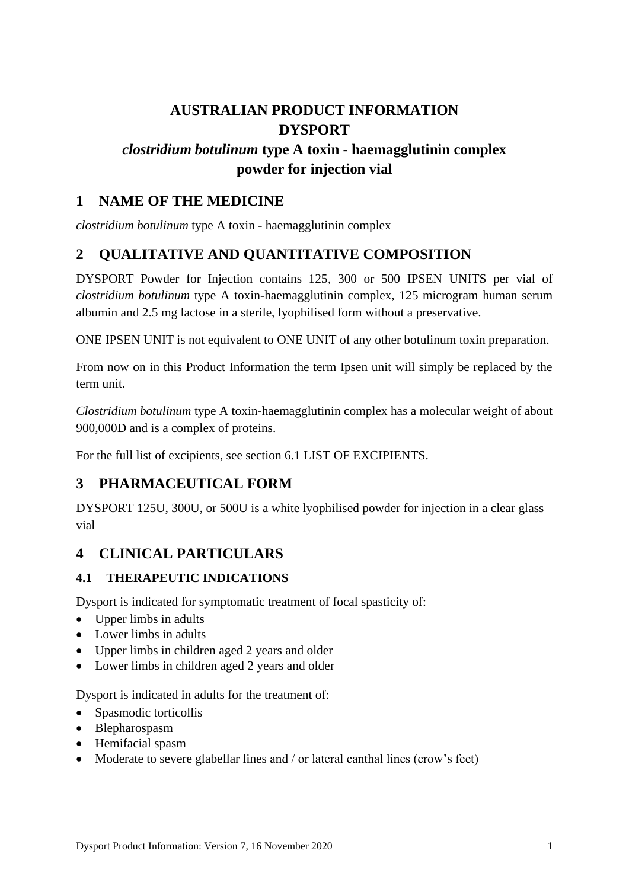# AUSTRALIAN PRODUCT INFORMATION
# DYSPORT
# *clostridium botulinum* type A toxin - haemagglutinin complex powder for injection vial

## 1 NAME OF THE MEDICINE

*clostridium botulinum* type A toxin - haemagglutinin complex

## 2 QUALITATIVE AND QUANTITATIVE COMPOSITION

DYSPORT Powder for Injection contains 125, 300 or 500 IPSEN UNITS per vial of *clostridium botulinum* type A toxin-haemagglutinin complex, 125 microgram human serum albumin and 2.5 mg lactose in a sterile, lyophilised form without a preservative.

ONE IPSEN UNIT is not equivalent to ONE UNIT of any other botulinum toxin preparation.

From now on in this Product Information the term Ipsen unit will simply be replaced by the term unit.

*Clostridium botulinum* type A toxin-haemagglutinin complex has a molecular weight of about 900,000D and is a complex of proteins.

For the full list of excipients, see section 6.1 LIST OF EXCIPIENTS.

## 3 PHARMACEUTICAL FORM

DYSPORT 125U, 300U, or 500U is a white lyophilised powder for injection in a clear glass vial

## 4 CLINICAL PARTICULARS

### 4.1 THERAPEUTIC INDICATIONS

Dysport is indicated for symptomatic treatment of focal spasticity of:

- Upper limbs in adults
- Lower limbs in adults
- Upper limbs in children aged 2 years and older
- Lower limbs in children aged 2 years and older

Dysport is indicated in adults for the treatment of:

- Spasmodic torticollis
- Blepharospasm
- Hemifacial spasm
- Moderate to severe glabellar lines and / or lateral canthal lines (crow's feet)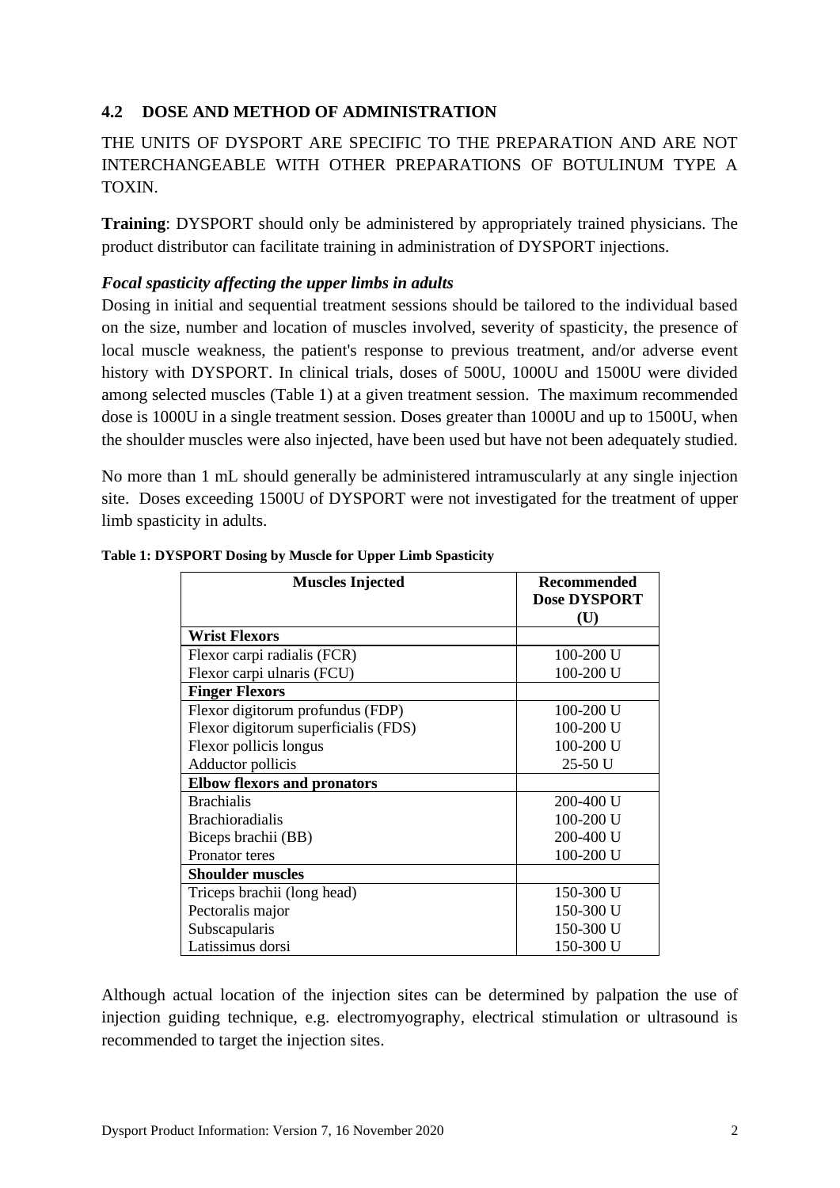## 4.2 DOSE AND METHOD OF ADMINISTRATION

THE UNITS OF DYSPORT ARE SPECIFIC TO THE PREPARATION AND ARE NOT INTERCHANGEABLE WITH OTHER PREPARATIONS OF BOTULINUM TYPE A TOXIN.

**Training**: DYSPORT should only be administered by appropriately trained physicians. The product distributor can facilitate training in administration of DYSPORT injections.

### *Focal spasticity affecting the upper limbs in adults*

Dosing in initial and sequential treatment sessions should be tailored to the individual based on the size, number and location of muscles involved, severity of spasticity, the presence of local muscle weakness, the patient's response to previous treatment, and/or adverse event history with DYSPORT. In clinical trials, doses of 500U, 1000U and 1500U were divided among selected muscles (Table 1) at a given treatment session. The maximum recommended dose is 1000U in a single treatment session. Doses greater than 1000U and up to 1500U, when the shoulder muscles were also injected, have been used but have not been adequately studied.

No more than 1 mL should generally be administered intramuscularly at any single injection site. Doses exceeding 1500U of DYSPORT were not investigated for the treatment of upper limb spasticity in adults.

**Table 1: DYSPORT Dosing by Muscle for Upper Limb Spasticity**

| Muscles Injected | Recommended Dose DYSPORT (U) |
|---|---|
| **Wrist Flexors** | |
| Flexor carpi radialis (FCR) | 100-200 U |
| Flexor carpi ulnaris (FCU) | 100-200 U |
| **Finger Flexors** | |
| Flexor digitorum profundus (FDP) | 100-200 U |
| Flexor digitorum superficialis (FDS) | 100-200 U |
| Flexor pollicis longus | 100-200 U |
| Adductor pollicis | 25-50 U |
| **Elbow flexors and pronators** | |
| Brachialis | 200-400 U |
| Brachioradialis | 100-200 U |
| Biceps brachii (BB) | 200-400 U |
| Pronator teres | 100-200 U |
| **Shoulder muscles** | |
| Triceps brachii (long head) | 150-300 U |
| Pectoralis major | 150-300 U |
| Subscapularis | 150-300 U |
| Latissimus dorsi | 150-300 U |

Although actual location of the injection sites can be determined by palpation the use of injection guiding technique, e.g. electromyography, electrical stimulation or ultrasound is recommended to target the injection sites.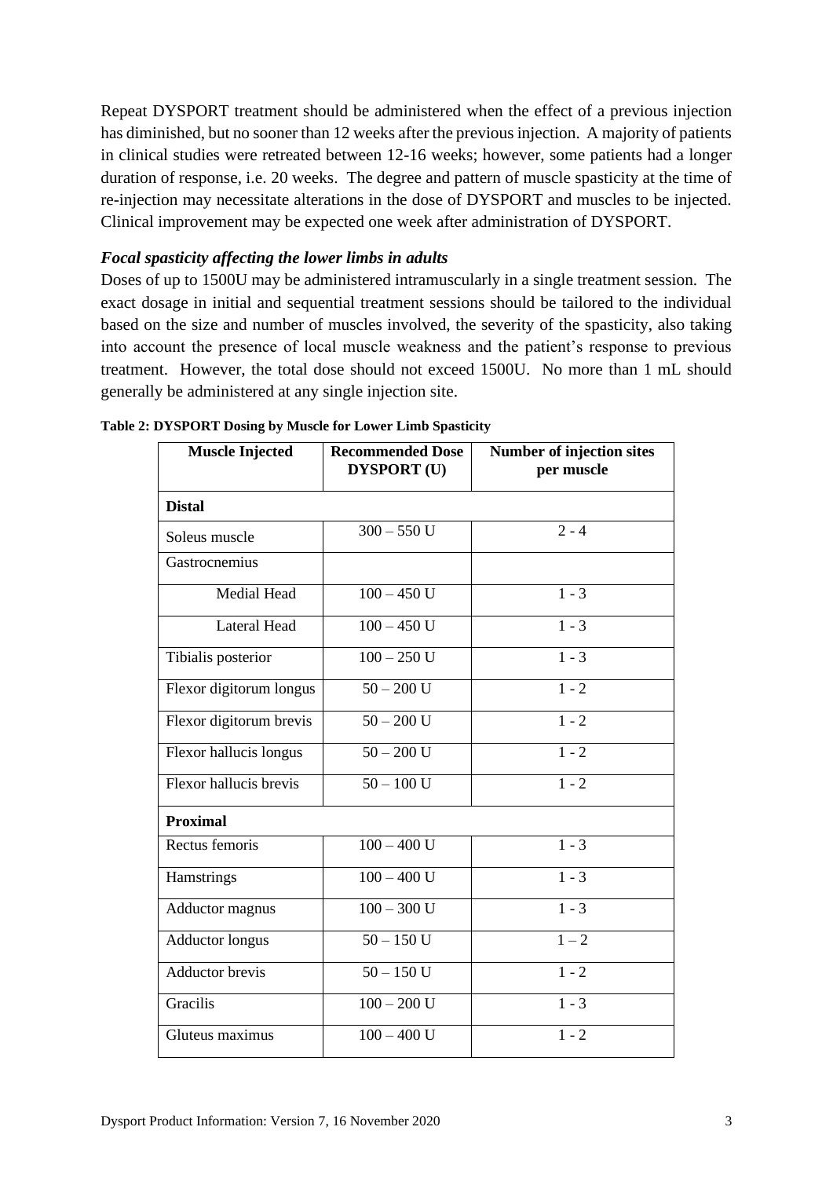Repeat DYSPORT treatment should be administered when the effect of a previous injection has diminished, but no sooner than 12 weeks after the previous injection. A majority of patients in clinical studies were retreated between 12-16 weeks; however, some patients had a longer duration of response, i.e. 20 weeks. The degree and pattern of muscle spasticity at the time of re-injection may necessitate alterations in the dose of DYSPORT and muscles to be injected. Clinical improvement may be expected one week after administration of DYSPORT.

### *Focal spasticity affecting the lower limbs in adults*

Doses of up to 1500U may be administered intramuscularly in a single treatment session. The exact dosage in initial and sequential treatment sessions should be tailored to the individual based on the size and number of muscles involved, the severity of the spasticity, also taking into account the presence of local muscle weakness and the patient's response to previous treatment. However, the total dose should not exceed 1500U. No more than 1 mL should generally be administered at any single injection site.

**Table 2: DYSPORT Dosing by Muscle for Lower Limb Spasticity**

| Muscle Injected | Recommended Dose DYSPORT (U) | Number of injection sites per muscle |
|---|---|---|
| **Distal** | | |
| Soleus muscle | 300 – 550 U | 2 - 4 |
| Gastrocnemius | | |
| Medial Head | 100 – 450 U | 1 - 3 |
| Lateral Head | 100 – 450 U | 1 - 3 |
| Tibialis posterior | 100 – 250 U | 1 - 3 |
| Flexor digitorum longus | 50 – 200 U | 1 - 2 |
| Flexor digitorum brevis | 50 – 200 U | 1 - 2 |
| Flexor hallucis longus | 50 – 200 U | 1 - 2 |
| Flexor hallucis brevis | 50 – 100 U | 1 - 2 |
| **Proximal** | | |
| Rectus femoris | 100 – 400 U | 1 - 3 |
| Hamstrings | 100 – 400 U | 1 - 3 |
| Adductor magnus | 100 – 300 U | 1 - 3 |
| Adductor longus | 50 – 150 U | 1 – 2 |
| Adductor brevis | 50 – 150 U | 1 - 2 |
| Gracilis | 100 – 200 U | 1 - 3 |
| Gluteus maximus | 100 – 400 U | 1 - 2 |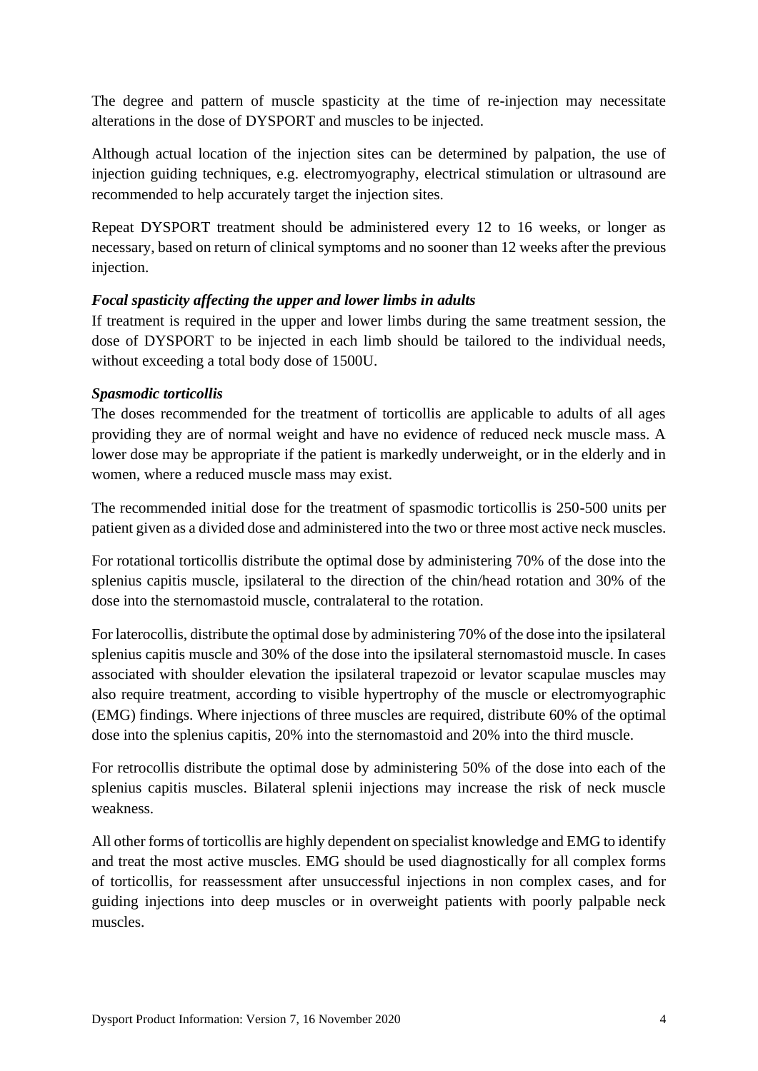The degree and pattern of muscle spasticity at the time of re-injection may necessitate alterations in the dose of DYSPORT and muscles to be injected.

Although actual location of the injection sites can be determined by palpation, the use of injection guiding techniques, e.g. electromyography, electrical stimulation or ultrasound are recommended to help accurately target the injection sites.

Repeat DYSPORT treatment should be administered every 12 to 16 weeks, or longer as necessary, based on return of clinical symptoms and no sooner than 12 weeks after the previous injection.

***Focal spasticity affecting the upper and lower limbs in adults***

If treatment is required in the upper and lower limbs during the same treatment session, the dose of DYSPORT to be injected in each limb should be tailored to the individual needs, without exceeding a total body dose of 1500U.

***Spasmodic torticollis***

The doses recommended for the treatment of torticollis are applicable to adults of all ages providing they are of normal weight and have no evidence of reduced neck muscle mass. A lower dose may be appropriate if the patient is markedly underweight, or in the elderly and in women, where a reduced muscle mass may exist.

The recommended initial dose for the treatment of spasmodic torticollis is 250-500 units per patient given as a divided dose and administered into the two or three most active neck muscles.

For rotational torticollis distribute the optimal dose by administering 70% of the dose into the splenius capitis muscle, ipsilateral to the direction of the chin/head rotation and 30% of the dose into the sternomastoid muscle, contralateral to the rotation.

For laterocollis, distribute the optimal dose by administering 70% of the dose into the ipsilateral splenius capitis muscle and 30% of the dose into the ipsilateral sternomastoid muscle. In cases associated with shoulder elevation the ipsilateral trapezoid or levator scapulae muscles may also require treatment, according to visible hypertrophy of the muscle or electromyographic (EMG) findings. Where injections of three muscles are required, distribute 60% of the optimal dose into the splenius capitis, 20% into the sternomastoid and 20% into the third muscle.

For retrocollis distribute the optimal dose by administering 50% of the dose into each of the splenius capitis muscles. Bilateral splenii injections may increase the risk of neck muscle weakness.

All other forms of torticollis are highly dependent on specialist knowledge and EMG to identify and treat the most active muscles. EMG should be used diagnostically for all complex forms of torticollis, for reassessment after unsuccessful injections in non complex cases, and for guiding injections into deep muscles or in overweight patients with poorly palpable neck muscles.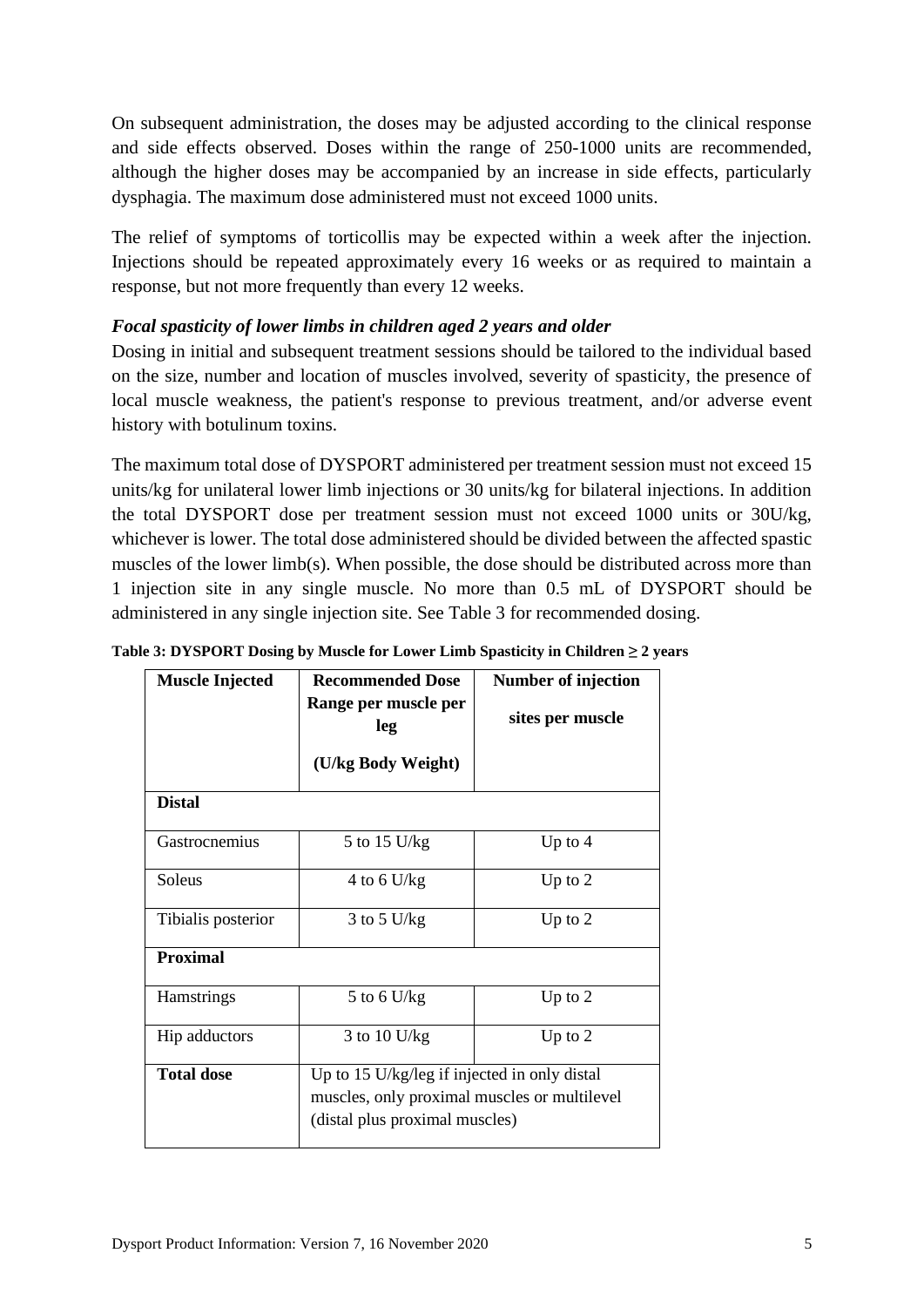On subsequent administration, the doses may be adjusted according to the clinical response and side effects observed. Doses within the range of 250-1000 units are recommended, although the higher doses may be accompanied by an increase in side effects, particularly dysphagia. The maximum dose administered must not exceed 1000 units.

The relief of symptoms of torticollis may be expected within a week after the injection. Injections should be repeated approximately every 16 weeks or as required to maintain a response, but not more frequently than every 12 weeks.

***Focal spasticity of lower limbs in children aged 2 years and older***

Dosing in initial and subsequent treatment sessions should be tailored to the individual based on the size, number and location of muscles involved, severity of spasticity, the presence of local muscle weakness, the patient's response to previous treatment, and/or adverse event history with botulinum toxins.

The maximum total dose of DYSPORT administered per treatment session must not exceed 15 units/kg for unilateral lower limb injections or 30 units/kg for bilateral injections. In addition the total DYSPORT dose per treatment session must not exceed 1000 units or 30U/kg, whichever is lower. The total dose administered should be divided between the affected spastic muscles of the lower limb(s). When possible, the dose should be distributed across more than 1 injection site in any single muscle. No more than 0.5 mL of DYSPORT should be administered in any single injection site. See Table 3 for recommended dosing.

**Table 3: DYSPORT Dosing by Muscle for Lower Limb Spasticity in Children ≥ 2 years**

| Muscle Injected | Recommended Dose Range per muscle per leg (U/kg Body Weight) | Number of injection sites per muscle |
|---|---|---|
| **Distal** | | |
| Gastrocnemius | 5 to 15 U/kg | Up to 4 |
| Soleus | 4 to 6 U/kg | Up to 2 |
| Tibialis posterior | 3 to 5 U/kg | Up to 2 |
| **Proximal** | | |
| Hamstrings | 5 to 6 U/kg | Up to 2 |
| Hip adductors | 3 to 10 U/kg | Up to 2 |
| **Total dose** | Up to 15 U/kg/leg if injected in only distal muscles, only proximal muscles or multilevel (distal plus proximal muscles) | |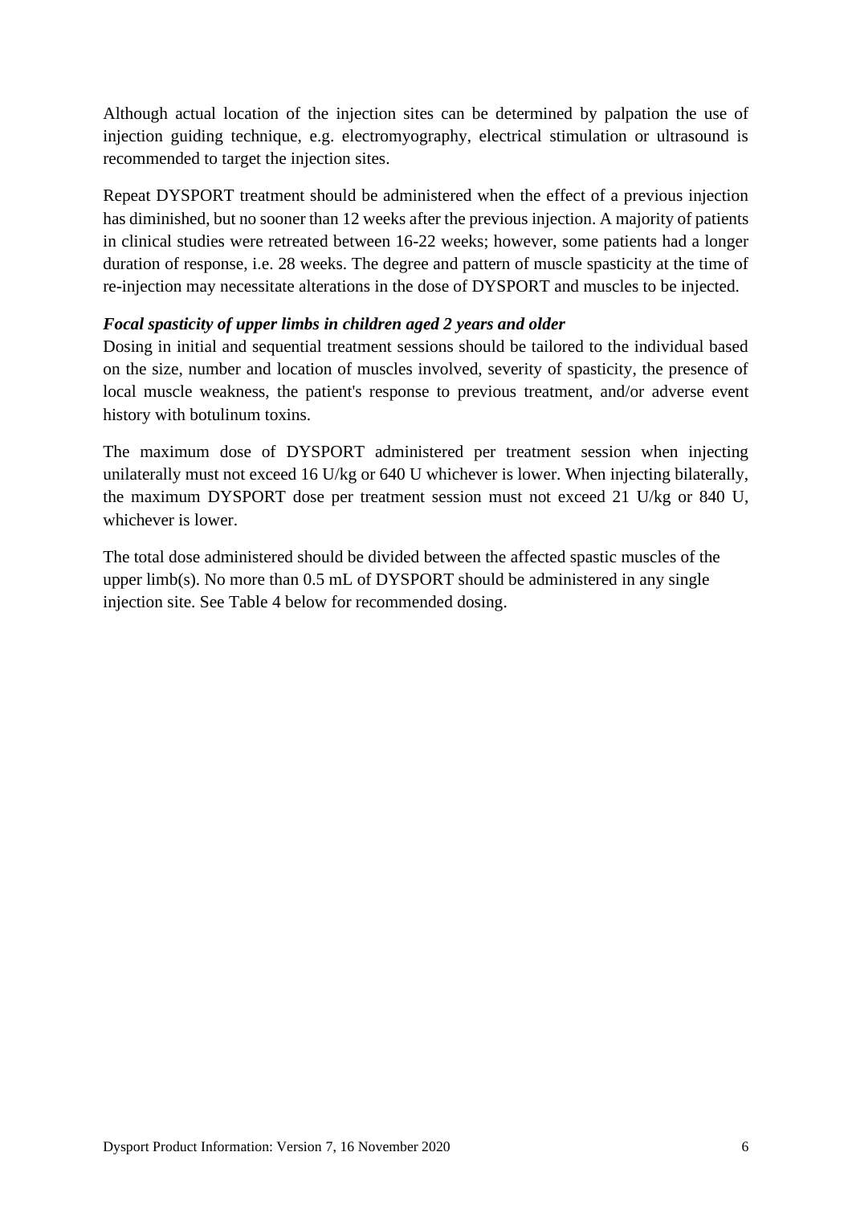Although actual location of the injection sites can be determined by palpation the use of injection guiding technique, e.g. electromyography, electrical stimulation or ultrasound is recommended to target the injection sites.

Repeat DYSPORT treatment should be administered when the effect of a previous injection has diminished, but no sooner than 12 weeks after the previous injection. A majority of patients in clinical studies were retreated between 16-22 weeks; however, some patients had a longer duration of response, i.e. 28 weeks. The degree and pattern of muscle spasticity at the time of re-injection may necessitate alterations in the dose of DYSPORT and muscles to be injected.

***Focal spasticity of upper limbs in children aged 2 years and older***

Dosing in initial and sequential treatment sessions should be tailored to the individual based on the size, number and location of muscles involved, severity of spasticity, the presence of local muscle weakness, the patient's response to previous treatment, and/or adverse event history with botulinum toxins.

The maximum dose of DYSPORT administered per treatment session when injecting unilaterally must not exceed 16 U/kg or 640 U whichever is lower. When injecting bilaterally, the maximum DYSPORT dose per treatment session must not exceed 21 U/kg or 840 U, whichever is lower.

The total dose administered should be divided between the affected spastic muscles of the upper limb(s). No more than 0.5 mL of DYSPORT should be administered in any single injection site. See Table 4 below for recommended dosing.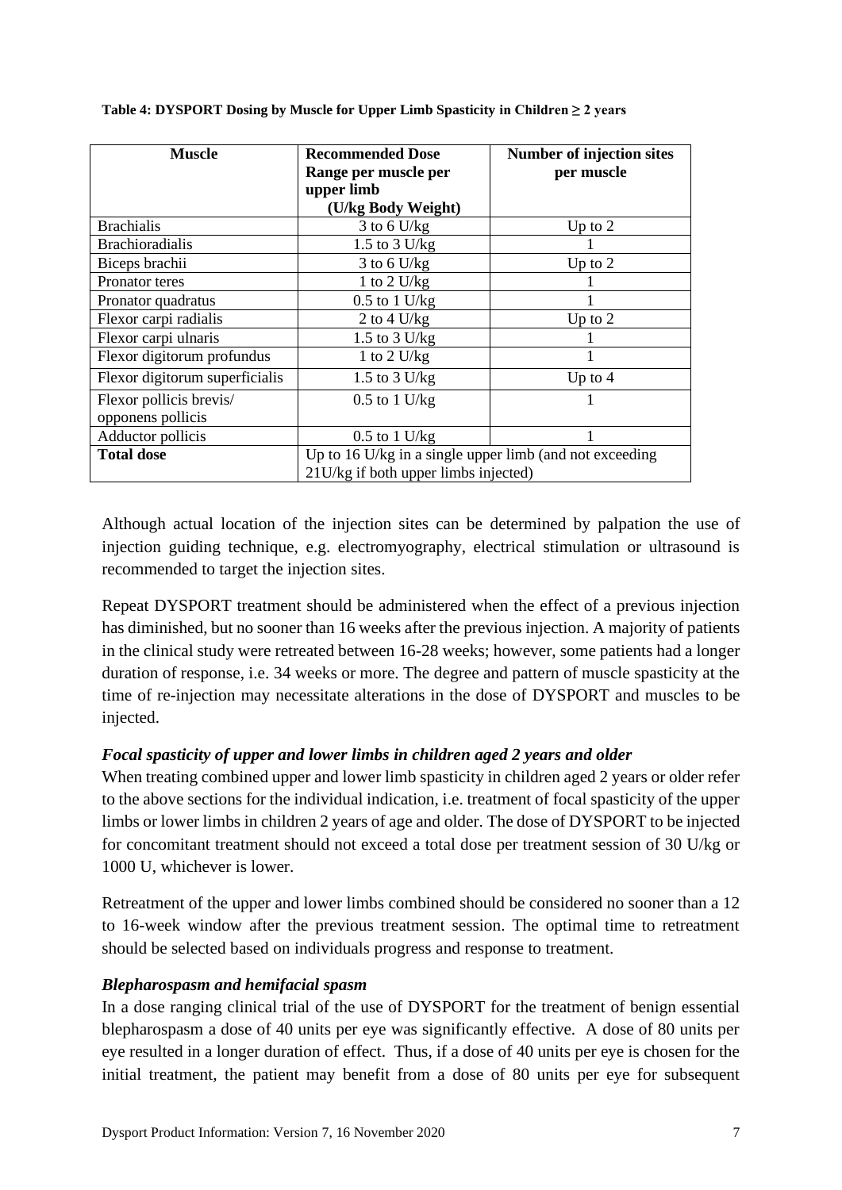**Table 4: DYSPORT Dosing by Muscle for Upper Limb Spasticity in Children ≥ 2 years**

| Muscle | Recommended Dose Range per muscle per upper limb (U/kg Body Weight) | Number of injection sites per muscle |
|---|---|---|
| Brachialis | 3 to 6 U/kg | Up to 2 |
| Brachioradialis | 1.5 to 3 U/kg | 1 |
| Biceps brachii | 3 to 6 U/kg | Up to 2 |
| Pronator teres | 1 to 2 U/kg | 1 |
| Pronator quadratus | 0.5 to 1 U/kg | 1 |
| Flexor carpi radialis | 2 to 4 U/kg | Up to 2 |
| Flexor carpi ulnaris | 1.5 to 3 U/kg | 1 |
| Flexor digitorum profundus | 1 to 2 U/kg | 1 |
| Flexor digitorum superficialis | 1.5 to 3 U/kg | Up to 4 |
| Flexor pollicis brevis/ opponens pollicis | 0.5 to 1 U/kg | 1 |
| Adductor pollicis | 0.5 to 1 U/kg | 1 |
| **Total dose** | Up to 16 U/kg in a single upper limb (and not exceeding 21U/kg if both upper limbs injected) | |

Although actual location of the injection sites can be determined by palpation the use of injection guiding technique, e.g. electromyography, electrical stimulation or ultrasound is recommended to target the injection sites.

Repeat DYSPORT treatment should be administered when the effect of a previous injection has diminished, but no sooner than 16 weeks after the previous injection. A majority of patients in the clinical study were retreated between 16-28 weeks; however, some patients had a longer duration of response, i.e. 34 weeks or more. The degree and pattern of muscle spasticity at the time of re-injection may necessitate alterations in the dose of DYSPORT and muscles to be injected.

***Focal spasticity of upper and lower limbs in children aged 2 years and older***

When treating combined upper and lower limb spasticity in children aged 2 years or older refer to the above sections for the individual indication, i.e. treatment of focal spasticity of the upper limbs or lower limbs in children 2 years of age and older. The dose of DYSPORT to be injected for concomitant treatment should not exceed a total dose per treatment session of 30 U/kg or 1000 U, whichever is lower.

Retreatment of the upper and lower limbs combined should be considered no sooner than a 12 to 16-week window after the previous treatment session. The optimal time to retreatment should be selected based on individuals progress and response to treatment.

***Blepharospasm and hemifacial spasm***

In a dose ranging clinical trial of the use of DYSPORT for the treatment of benign essential blepharospasm a dose of 40 units per eye was significantly effective. A dose of 80 units per eye resulted in a longer duration of effect. Thus, if a dose of 40 units per eye is chosen for the initial treatment, the patient may benefit from a dose of 80 units per eye for subsequent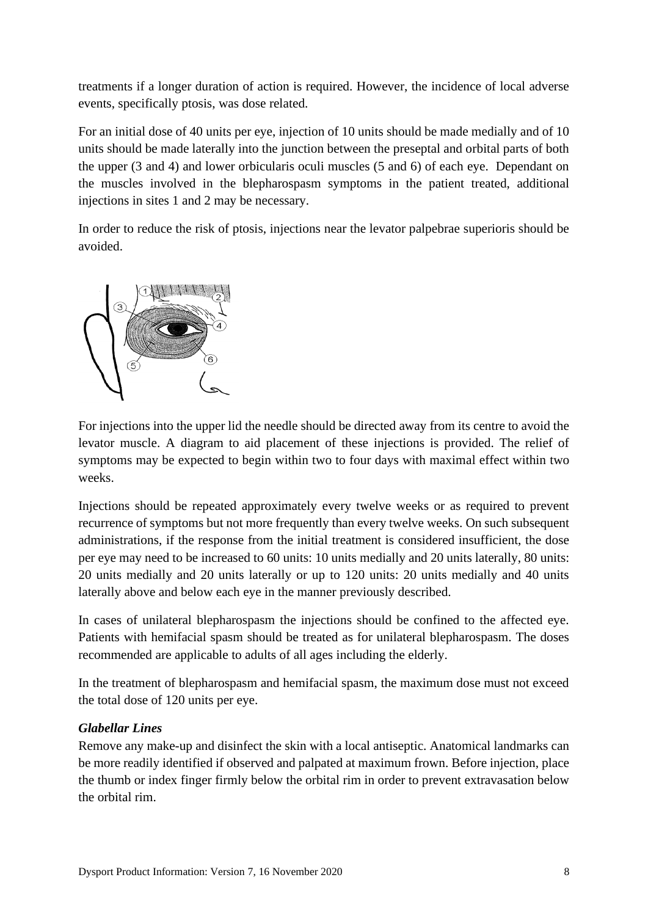treatments if a longer duration of action is required. However, the incidence of local adverse events, specifically ptosis, was dose related.

For an initial dose of 40 units per eye, injection of 10 units should be made medially and of 10 units should be made laterally into the junction between the preseptal and orbital parts of both the upper (3 and 4) and lower orbicularis oculi muscles (5 and 6) of each eye. Dependant on the muscles involved in the blepharospasm symptoms in the patient treated, additional injections in sites 1 and 2 may be necessary.

In order to reduce the risk of ptosis, injections near the levator palpebrae superioris should be avoided.

For injections into the upper lid the needle should be directed away from its centre to avoid the levator muscle. A diagram to aid placement of these injections is provided. The relief of symptoms may be expected to begin within two to four days with maximal effect within two weeks.

Injections should be repeated approximately every twelve weeks or as required to prevent recurrence of symptoms but not more frequently than every twelve weeks. On such subsequent administrations, if the response from the initial treatment is considered insufficient, the dose per eye may need to be increased to 60 units: 10 units medially and 20 units laterally, 80 units: 20 units medially and 20 units laterally or up to 120 units: 20 units medially and 40 units laterally above and below each eye in the manner previously described.

In cases of unilateral blepharospasm the injections should be confined to the affected eye. Patients with hemifacial spasm should be treated as for unilateral blepharospasm. The doses recommended are applicable to adults of all ages including the elderly.

In the treatment of blepharospasm and hemifacial spasm, the maximum dose must not exceed the total dose of 120 units per eye.

***Glabellar Lines***

Remove any make-up and disinfect the skin with a local antiseptic. Anatomical landmarks can be more readily identified if observed and palpated at maximum frown. Before injection, place the thumb or index finger firmly below the orbital rim in order to prevent extravasation below the orbital rim.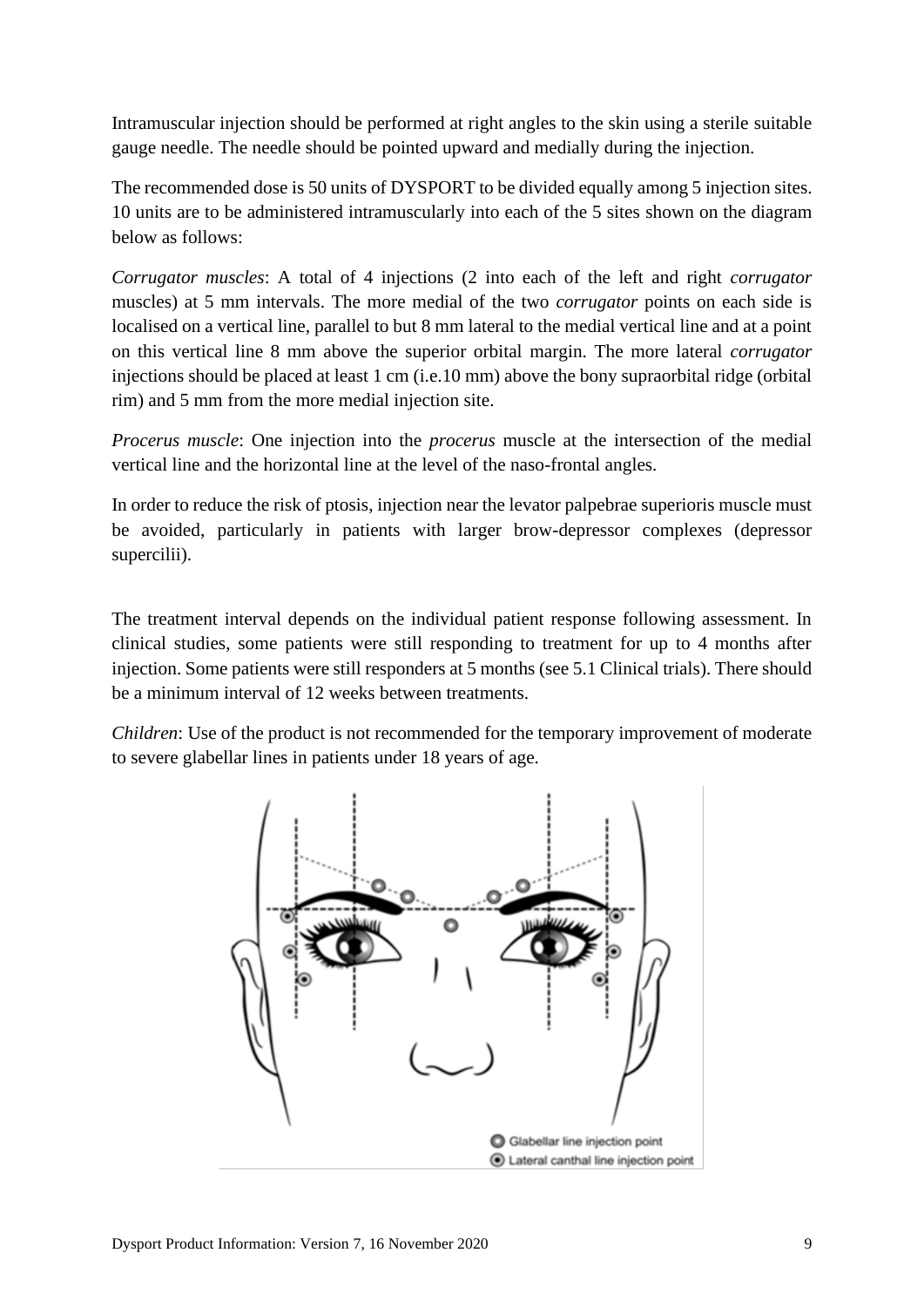Intramuscular injection should be performed at right angles to the skin using a sterile suitable gauge needle. The needle should be pointed upward and medially during the injection.

The recommended dose is 50 units of DYSPORT to be divided equally among 5 injection sites. 10 units are to be administered intramuscularly into each of the 5 sites shown on the diagram below as follows:

*Corrugator muscles*: A total of 4 injections (2 into each of the left and right *corrugator* muscles) at 5 mm intervals. The more medial of the two *corrugator* points on each side is localised on a vertical line, parallel to but 8 mm lateral to the medial vertical line and at a point on this vertical line 8 mm above the superior orbital margin. The more lateral *corrugator* injections should be placed at least 1 cm (i.e.10 mm) above the bony supraorbital ridge (orbital rim) and 5 mm from the more medial injection site.

*Procerus muscle*: One injection into the *procerus* muscle at the intersection of the medial vertical line and the horizontal line at the level of the naso-frontal angles.

In order to reduce the risk of ptosis, injection near the levator palpebrae superioris muscle must be avoided, particularly in patients with larger brow-depressor complexes (depressor supercilii).

The treatment interval depends on the individual patient response following assessment. In clinical studies, some patients were still responding to treatment for up to 4 months after injection. Some patients were still responders at 5 months (see 5.1 Clinical trials). There should be a minimum interval of 12 weeks between treatments.

*Children*: Use of the product is not recommended for the temporary improvement of moderate to severe glabellar lines in patients under 18 years of age.

Glabellar line injection point

Lateral canthal line injection point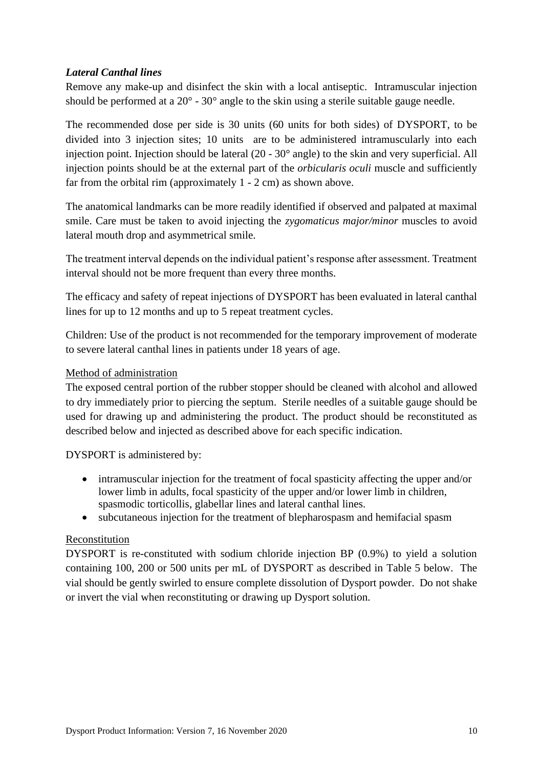### *Lateral Canthal lines*

Remove any make-up and disinfect the skin with a local antiseptic. Intramuscular injection should be performed at a 20° - 30° angle to the skin using a sterile suitable gauge needle.

The recommended dose per side is 30 units (60 units for both sides) of DYSPORT, to be divided into 3 injection sites; 10 units are to be administered intramuscularly into each injection point. Injection should be lateral (20 - 30° angle) to the skin and very superficial. All injection points should be at the external part of the *orbicularis oculi* muscle and sufficiently far from the orbital rim (approximately 1 - 2 cm) as shown above.

The anatomical landmarks can be more readily identified if observed and palpated at maximal smile. Care must be taken to avoid injecting the *zygomaticus major/minor* muscles to avoid lateral mouth drop and asymmetrical smile.

The treatment interval depends on the individual patient's response after assessment. Treatment interval should not be more frequent than every three months.

The efficacy and safety of repeat injections of DYSPORT has been evaluated in lateral canthal lines for up to 12 months and up to 5 repeat treatment cycles.

Children: Use of the product is not recommended for the temporary improvement of moderate to severe lateral canthal lines in patients under 18 years of age.

#### Method of administration

The exposed central portion of the rubber stopper should be cleaned with alcohol and allowed to dry immediately prior to piercing the septum. Sterile needles of a suitable gauge should be used for drawing up and administering the product. The product should be reconstituted as described below and injected as described above for each specific indication.

DYSPORT is administered by:

- intramuscular injection for the treatment of focal spasticity affecting the upper and/or lower limb in adults, focal spasticity of the upper and/or lower limb in children, spasmodic torticollis, glabellar lines and lateral canthal lines.
- subcutaneous injection for the treatment of blepharospasm and hemifacial spasm

#### Reconstitution

DYSPORT is re-constituted with sodium chloride injection BP (0.9%) to yield a solution containing 100, 200 or 500 units per mL of DYSPORT as described in Table 5 below. The vial should be gently swirled to ensure complete dissolution of Dysport powder. Do not shake or invert the vial when reconstituting or drawing up Dysport solution.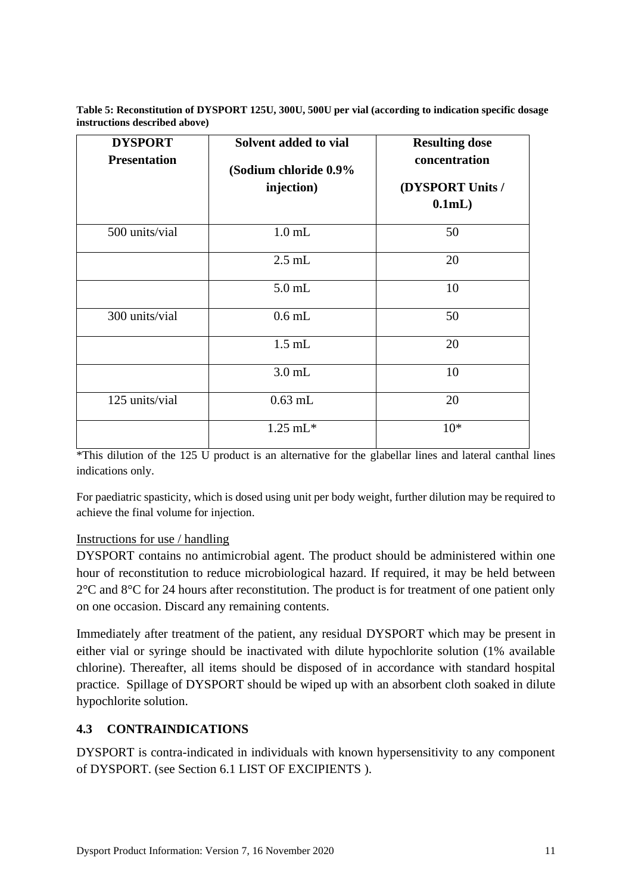**Table 5: Reconstitution of DYSPORT 125U, 300U, 500U per vial (according to indication specific dosage instructions described above)**

| DYSPORT Presentation | Solvent added to vial (Sodium chloride 0.9% injection) | Resulting dose concentration (DYSPORT Units / 0.1mL) |
|---|---|---|
| 500 units/vial | 1.0 mL | 50 |
| | 2.5 mL | 20 |
| | 5.0 mL | 10 |
| 300 units/vial | 0.6 mL | 50 |
| | 1.5 mL | 20 |
| | 3.0 mL | 10 |
| 125 units/vial | 0.63 mL | 20 |
| | 1.25 mL* | 10* |

*This dilution of the 125 U product is an alternative for the glabellar lines and lateral canthal lines indications only.

For paediatric spasticity, which is dosed using unit per body weight, further dilution may be required to achieve the final volume for injection.

Instructions for use / handling

DYSPORT contains no antimicrobial agent. The product should be administered within one hour of reconstitution to reduce microbiological hazard. If required, it may be held between 2°C and 8°C for 24 hours after reconstitution. The product is for treatment of one patient only on one occasion. Discard any remaining contents.

Immediately after treatment of the patient, any residual DYSPORT which may be present in either vial or syringe should be inactivated with dilute hypochlorite solution (1% available chlorine). Thereafter, all items should be disposed of in accordance with standard hospital practice. Spillage of DYSPORT should be wiped up with an absorbent cloth soaked in dilute hypochlorite solution.

## 4.3 CONTRAINDICATIONS

DYSPORT is contra-indicated in individuals with known hypersensitivity to any component of DYSPORT. (see Section 6.1 LIST OF EXCIPIENTS ).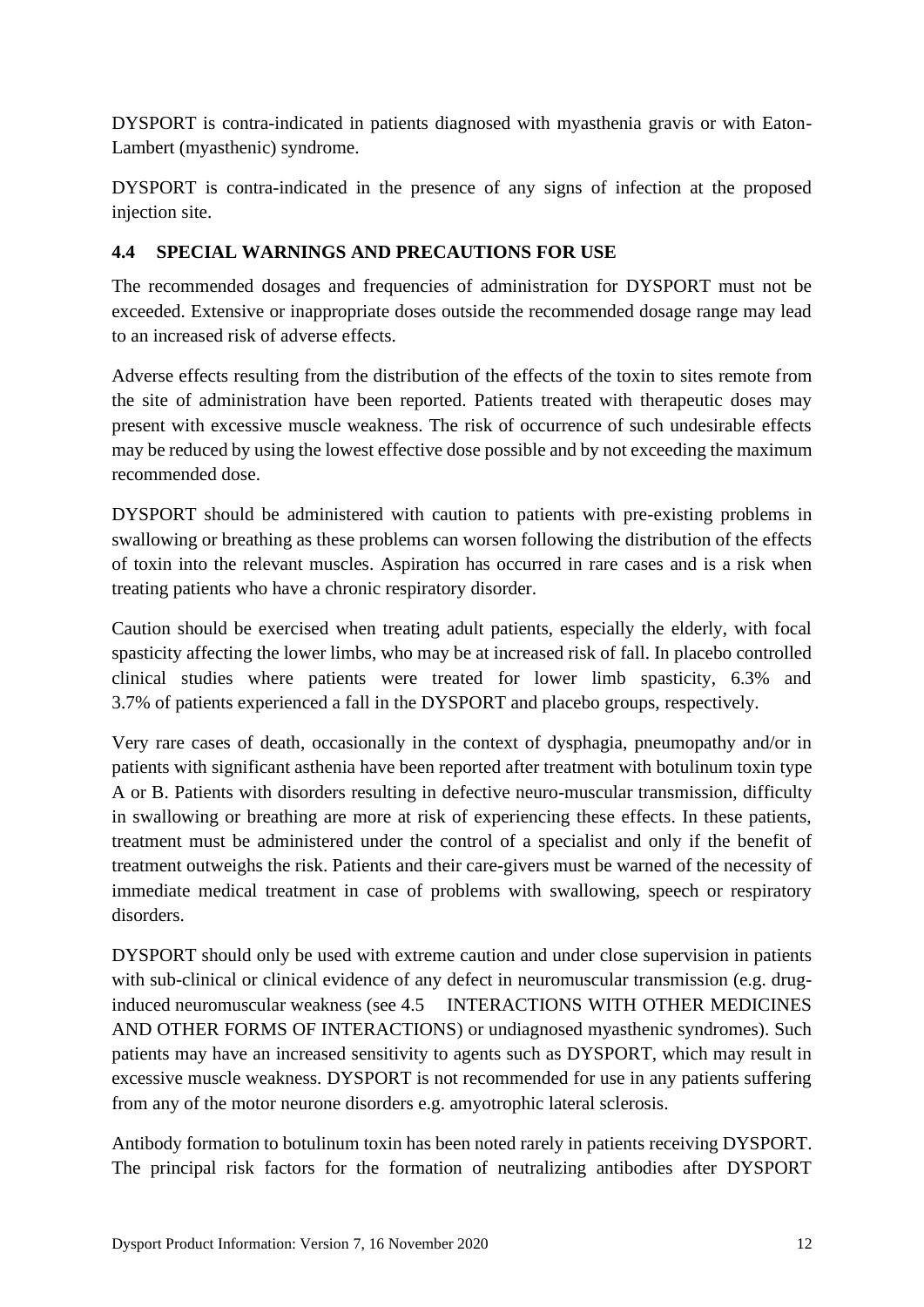DYSPORT is contra-indicated in patients diagnosed with myasthenia gravis or with Eaton-Lambert (myasthenic) syndrome.

DYSPORT is contra-indicated in the presence of any signs of infection at the proposed injection site.

## 4.4 SPECIAL WARNINGS AND PRECAUTIONS FOR USE

The recommended dosages and frequencies of administration for DYSPORT must not be exceeded. Extensive or inappropriate doses outside the recommended dosage range may lead to an increased risk of adverse effects.

Adverse effects resulting from the distribution of the effects of the toxin to sites remote from the site of administration have been reported. Patients treated with therapeutic doses may present with excessive muscle weakness. The risk of occurrence of such undesirable effects may be reduced by using the lowest effective dose possible and by not exceeding the maximum recommended dose.

DYSPORT should be administered with caution to patients with pre-existing problems in swallowing or breathing as these problems can worsen following the distribution of the effects of toxin into the relevant muscles. Aspiration has occurred in rare cases and is a risk when treating patients who have a chronic respiratory disorder.

Caution should be exercised when treating adult patients, especially the elderly, with focal spasticity affecting the lower limbs, who may be at increased risk of fall. In placebo controlled clinical studies where patients were treated for lower limb spasticity, 6.3% and 3.7% of patients experienced a fall in the DYSPORT and placebo groups, respectively.

Very rare cases of death, occasionally in the context of dysphagia, pneumopathy and/or in patients with significant asthenia have been reported after treatment with botulinum toxin type A or B. Patients with disorders resulting in defective neuro-muscular transmission, difficulty in swallowing or breathing are more at risk of experiencing these effects. In these patients, treatment must be administered under the control of a specialist and only if the benefit of treatment outweighs the risk. Patients and their care-givers must be warned of the necessity of immediate medical treatment in case of problems with swallowing, speech or respiratory disorders.

DYSPORT should only be used with extreme caution and under close supervision in patients with sub-clinical or clinical evidence of any defect in neuromuscular transmission (e.g. drug-induced neuromuscular weakness (see 4.5 INTERACTIONS WITH OTHER MEDICINES AND OTHER FORMS OF INTERACTIONS) or undiagnosed myasthenic syndromes). Such patients may have an increased sensitivity to agents such as DYSPORT, which may result in excessive muscle weakness. DYSPORT is not recommended for use in any patients suffering from any of the motor neurone disorders e.g. amyotrophic lateral sclerosis.

Antibody formation to botulinum toxin has been noted rarely in patients receiving DYSPORT. The principal risk factors for the formation of neutralizing antibodies after DYSPORT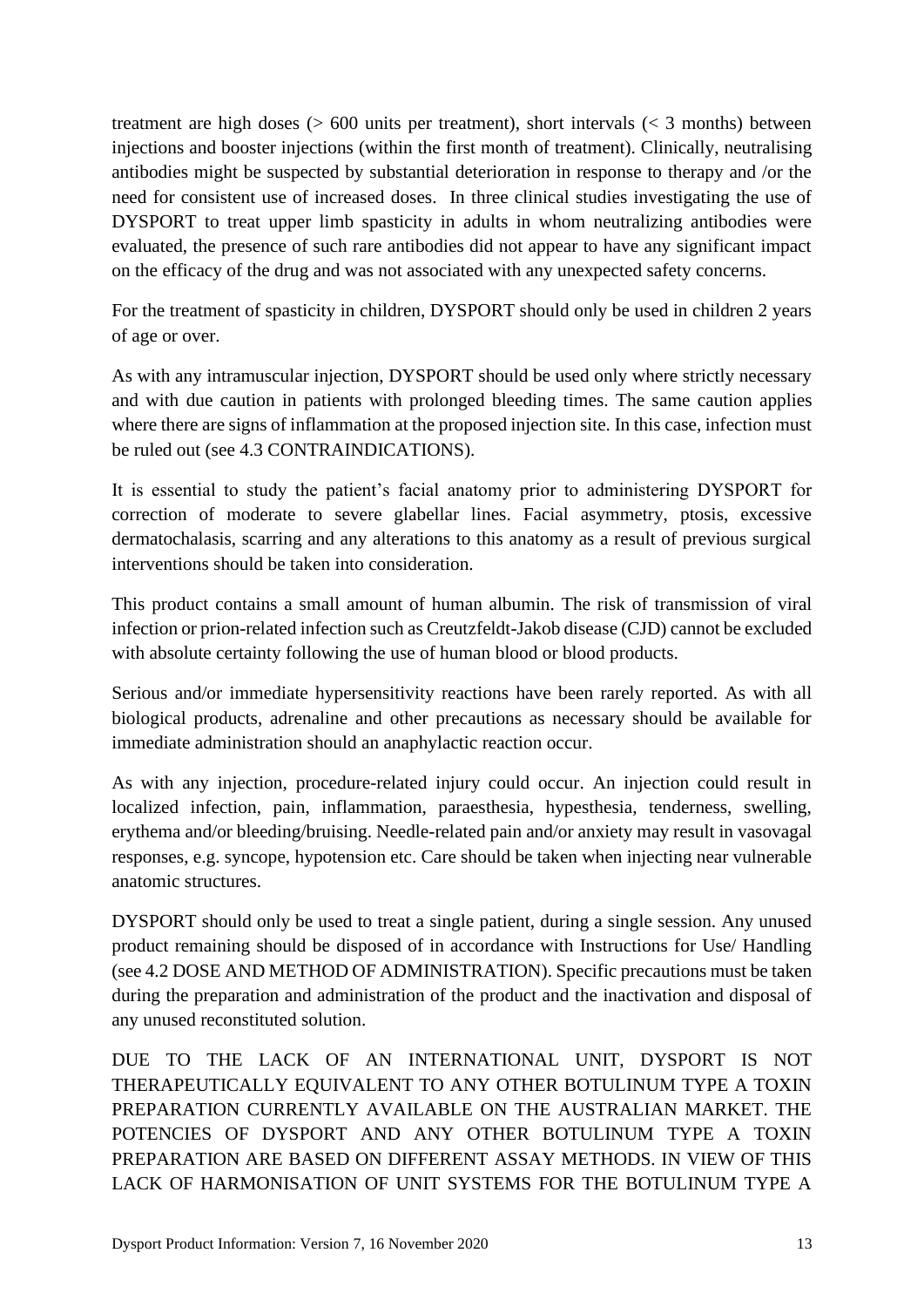treatment are high doses (> 600 units per treatment), short intervals (< 3 months) between injections and booster injections (within the first month of treatment). Clinically, neutralising antibodies might be suspected by substantial deterioration in response to therapy and /or the need for consistent use of increased doses. In three clinical studies investigating the use of DYSPORT to treat upper limb spasticity in adults in whom neutralizing antibodies were evaluated, the presence of such rare antibodies did not appear to have any significant impact on the efficacy of the drug and was not associated with any unexpected safety concerns.

For the treatment of spasticity in children, DYSPORT should only be used in children 2 years of age or over.

As with any intramuscular injection, DYSPORT should be used only where strictly necessary and with due caution in patients with prolonged bleeding times. The same caution applies where there are signs of inflammation at the proposed injection site. In this case, infection must be ruled out (see 4.3 CONTRAINDICATIONS).

It is essential to study the patient's facial anatomy prior to administering DYSPORT for correction of moderate to severe glabellar lines. Facial asymmetry, ptosis, excessive dermatochalasis, scarring and any alterations to this anatomy as a result of previous surgical interventions should be taken into consideration.

This product contains a small amount of human albumin. The risk of transmission of viral infection or prion-related infection such as Creutzfeldt-Jakob disease (CJD) cannot be excluded with absolute certainty following the use of human blood or blood products.

Serious and/or immediate hypersensitivity reactions have been rarely reported. As with all biological products, adrenaline and other precautions as necessary should be available for immediate administration should an anaphylactic reaction occur.

As with any injection, procedure-related injury could occur. An injection could result in localized infection, pain, inflammation, paraesthesia, hypesthesia, tenderness, swelling, erythema and/or bleeding/bruising. Needle-related pain and/or anxiety may result in vasovagal responses, e.g. syncope, hypotension etc. Care should be taken when injecting near vulnerable anatomic structures.

DYSPORT should only be used to treat a single patient, during a single session. Any unused product remaining should be disposed of in accordance with Instructions for Use/ Handling (see 4.2 DOSE AND METHOD OF ADMINISTRATION). Specific precautions must be taken during the preparation and administration of the product and the inactivation and disposal of any unused reconstituted solution.

DUE TO THE LACK OF AN INTERNATIONAL UNIT, DYSPORT IS NOT THERAPEUTICALLY EQUIVALENT TO ANY OTHER BOTULINUM TYPE A TOXIN PREPARATION CURRENTLY AVAILABLE ON THE AUSTRALIAN MARKET. THE POTENCIES OF DYSPORT AND ANY OTHER BOTULINUM TYPE A TOXIN PREPARATION ARE BASED ON DIFFERENT ASSAY METHODS. IN VIEW OF THIS LACK OF HARMONISATION OF UNIT SYSTEMS FOR THE BOTULINUM TYPE A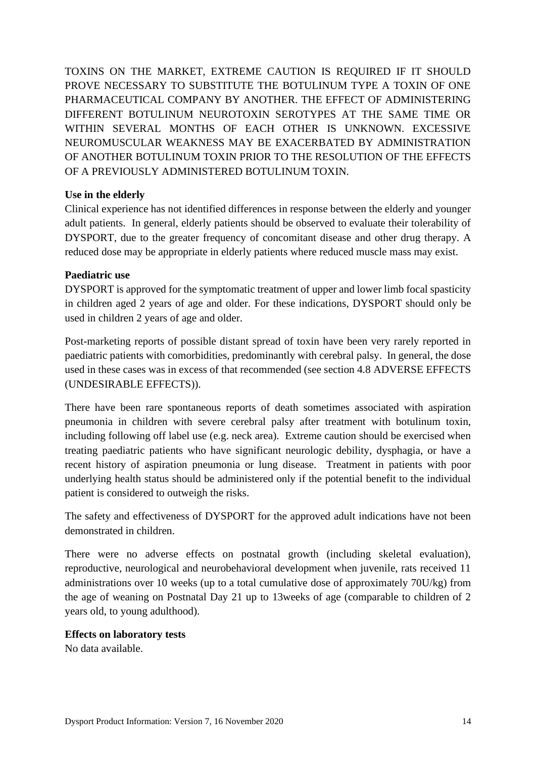TOXINS ON THE MARKET, EXTREME CAUTION IS REQUIRED IF IT SHOULD PROVE NECESSARY TO SUBSTITUTE THE BOTULINUM TYPE A TOXIN OF ONE PHARMACEUTICAL COMPANY BY ANOTHER. THE EFFECT OF ADMINISTERING DIFFERENT BOTULINUM NEUROTOXIN SEROTYPES AT THE SAME TIME OR WITHIN SEVERAL MONTHS OF EACH OTHER IS UNKNOWN. EXCESSIVE NEUROMUSCULAR WEAKNESS MAY BE EXACERBATED BY ADMINISTRATION OF ANOTHER BOTULINUM TOXIN PRIOR TO THE RESOLUTION OF THE EFFECTS OF A PREVIOUSLY ADMINISTERED BOTULINUM TOXIN.

**Use in the elderly**

Clinical experience has not identified differences in response between the elderly and younger adult patients. In general, elderly patients should be observed to evaluate their tolerability of DYSPORT, due to the greater frequency of concomitant disease and other drug therapy. A reduced dose may be appropriate in elderly patients where reduced muscle mass may exist.

**Paediatric use**

DYSPORT is approved for the symptomatic treatment of upper and lower limb focal spasticity in children aged 2 years of age and older. For these indications, DYSPORT should only be used in children 2 years of age and older.

Post-marketing reports of possible distant spread of toxin have been very rarely reported in paediatric patients with comorbidities, predominantly with cerebral palsy. In general, the dose used in these cases was in excess of that recommended (see section 4.8 ADVERSE EFFECTS (UNDESIRABLE EFFECTS)).

There have been rare spontaneous reports of death sometimes associated with aspiration pneumonia in children with severe cerebral palsy after treatment with botulinum toxin, including following off label use (e.g. neck area). Extreme caution should be exercised when treating paediatric patients who have significant neurologic debility, dysphagia, or have a recent history of aspiration pneumonia or lung disease. Treatment in patients with poor underlying health status should be administered only if the potential benefit to the individual patient is considered to outweigh the risks.

The safety and effectiveness of DYSPORT for the approved adult indications have not been demonstrated in children.

There were no adverse effects on postnatal growth (including skeletal evaluation), reproductive, neurological and neurobehavioral development when juvenile, rats received 11 administrations over 10 weeks (up to a total cumulative dose of approximately 70U/kg) from the age of weaning on Postnatal Day 21 up to 13weeks of age (comparable to children of 2 years old, to young adulthood).

**Effects on laboratory tests**

No data available.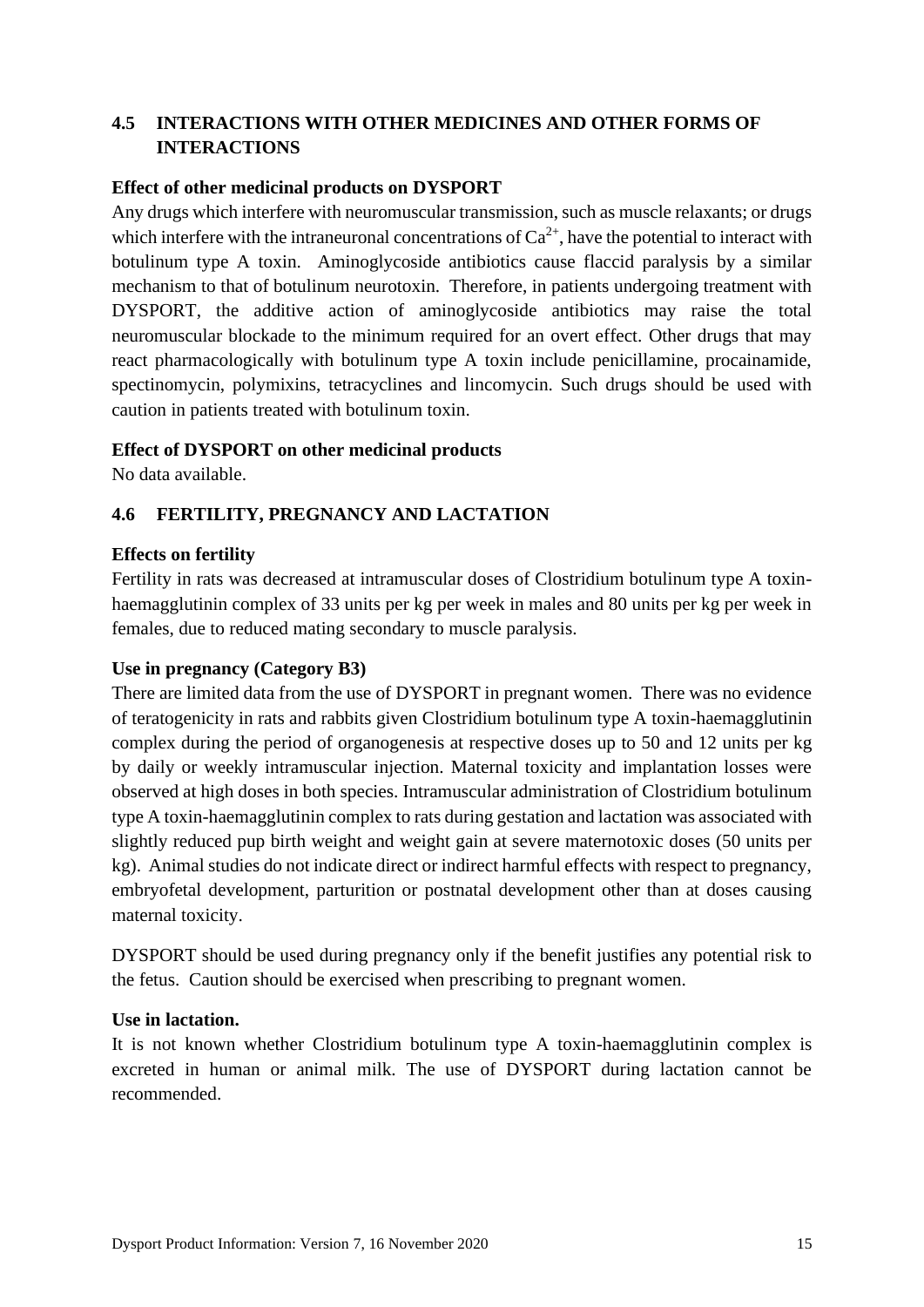## 4.5 INTERACTIONS WITH OTHER MEDICINES AND OTHER FORMS OF INTERACTIONS

**Effect of other medicinal products on DYSPORT**

Any drugs which interfere with neuromuscular transmission, such as muscle relaxants; or drugs which interfere with the intraneuronal concentrations of $Ca^{2+}$, have the potential to interact with botulinum type A toxin. Aminoglycoside antibiotics cause flaccid paralysis by a similar mechanism to that of botulinum neurotoxin. Therefore, in patients undergoing treatment with DYSPORT, the additive action of aminoglycoside antibiotics may raise the total neuromuscular blockade to the minimum required for an overt effect. Other drugs that may react pharmacologically with botulinum type A toxin include penicillamine, procainamide, spectinomycin, polymixins, tetracyclines and lincomycin. Such drugs should be used with caution in patients treated with botulinum toxin.

**Effect of DYSPORT on other medicinal products**

No data available.

## 4.6 FERTILITY, PREGNANCY AND LACTATION

**Effects on fertility**

Fertility in rats was decreased at intramuscular doses of Clostridium botulinum type A toxin-haemagglutinin complex of 33 units per kg per week in males and 80 units per kg per week in females, due to reduced mating secondary to muscle paralysis.

**Use in pregnancy (Category B3)**

There are limited data from the use of DYSPORT in pregnant women. There was no evidence of teratogenicity in rats and rabbits given Clostridium botulinum type A toxin-haemagglutinin complex during the period of organogenesis at respective doses up to 50 and 12 units per kg by daily or weekly intramuscular injection. Maternal toxicity and implantation losses were observed at high doses in both species. Intramuscular administration of Clostridium botulinum type A toxin-haemagglutinin complex to rats during gestation and lactation was associated with slightly reduced pup birth weight and weight gain at severe maternotoxic doses (50 units per kg). Animal studies do not indicate direct or indirect harmful effects with respect to pregnancy, embryofetal development, parturition or postnatal development other than at doses causing maternal toxicity.

DYSPORT should be used during pregnancy only if the benefit justifies any potential risk to the fetus. Caution should be exercised when prescribing to pregnant women.

**Use in lactation.**

It is not known whether Clostridium botulinum type A toxin-haemagglutinin complex is excreted in human or animal milk. The use of DYSPORT during lactation cannot be recommended.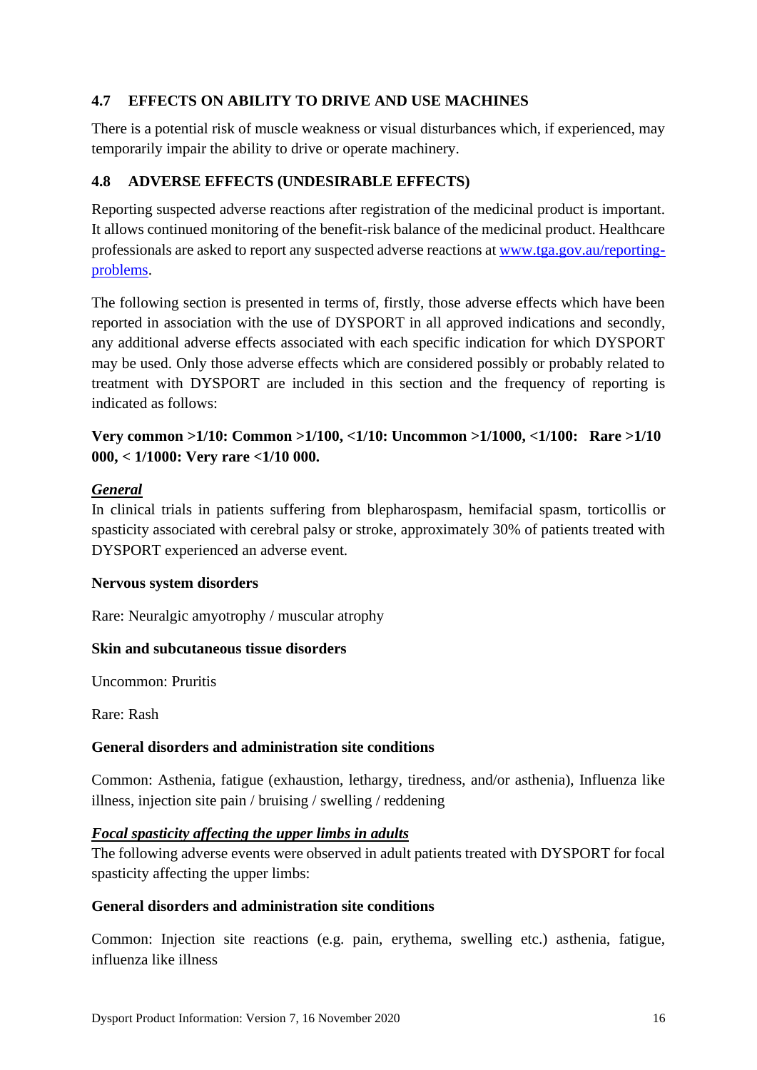## 4.7 EFFECTS ON ABILITY TO DRIVE AND USE MACHINES

There is a potential risk of muscle weakness or visual disturbances which, if experienced, may temporarily impair the ability to drive or operate machinery.

## 4.8 ADVERSE EFFECTS (UNDESIRABLE EFFECTS)

Reporting suspected adverse reactions after registration of the medicinal product is important. It allows continued monitoring of the benefit-risk balance of the medicinal product. Healthcare professionals are asked to report any suspected adverse reactions at [www.tga.gov.au/reporting-problems](www.tga.gov.au/reporting-problems).

The following section is presented in terms of, firstly, those adverse effects which have been reported in association with the use of DYSPORT in all approved indications and secondly, any additional adverse effects associated with each specific indication for which DYSPORT may be used. Only those adverse effects which are considered possibly or probably related to treatment with DYSPORT are included in this section and the frequency of reporting is indicated as follows:

**Very common >1/10: Common >1/100, <1/10: Uncommon >1/1000, <1/100: Rare >1/10 000, < 1/1000: Very rare <1/10 000.**

***General***

In clinical trials in patients suffering from blepharospasm, hemifacial spasm, torticollis or spasticity associated with cerebral palsy or stroke, approximately 30% of patients treated with DYSPORT experienced an adverse event.

**Nervous system disorders**

Rare: Neuralgic amyotrophy / muscular atrophy

**Skin and subcutaneous tissue disorders**

Uncommon: Pruritis

Rare: Rash

**General disorders and administration site conditions**

Common: Asthenia, fatigue (exhaustion, lethargy, tiredness, and/or asthenia), Influenza like illness, injection site pain / bruising / swelling / reddening

***Focal spasticity affecting the upper limbs in adults***

The following adverse events were observed in adult patients treated with DYSPORT for focal spasticity affecting the upper limbs:

**General disorders and administration site conditions**

Common: Injection site reactions (e.g. pain, erythema, swelling etc.) asthenia, fatigue, influenza like illness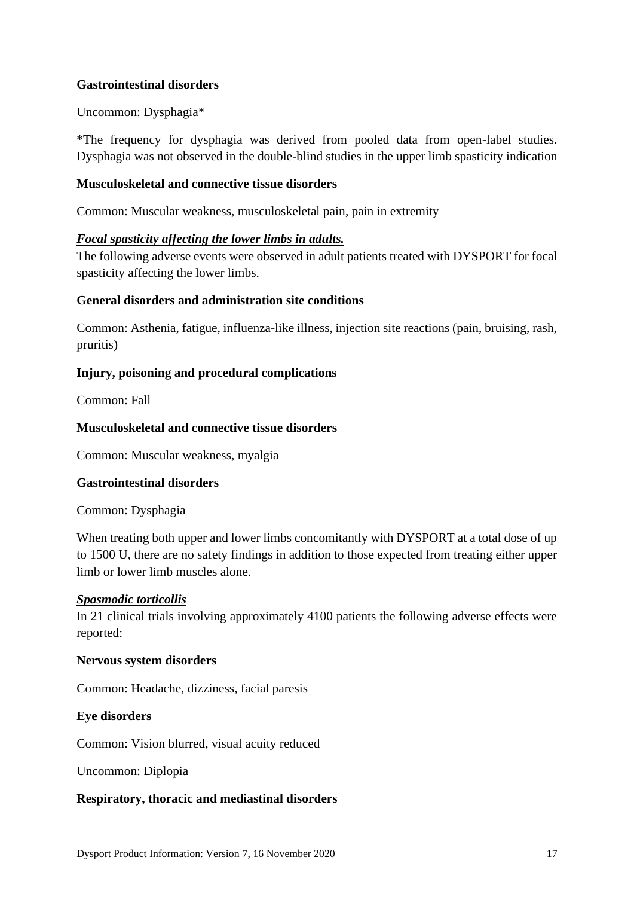**Gastrointestinal disorders**

Uncommon: Dysphagia*

*The frequency for dysphagia was derived from pooled data from open-label studies. Dysphagia was not observed in the double-blind studies in the upper limb spasticity indication

**Musculoskeletal and connective tissue disorders**

Common: Muscular weakness, musculoskeletal pain, pain in extremity

***Focal spasticity affecting the lower limbs in adults.***

The following adverse events were observed in adult patients treated with DYSPORT for focal spasticity affecting the lower limbs.

**General disorders and administration site conditions**

Common: Asthenia, fatigue, influenza-like illness, injection site reactions (pain, bruising, rash, pruritis)

**Injury, poisoning and procedural complications**

Common: Fall

**Musculoskeletal and connective tissue disorders**

Common: Muscular weakness, myalgia

**Gastrointestinal disorders**

Common: Dysphagia

When treating both upper and lower limbs concomitantly with DYSPORT at a total dose of up to 1500 U, there are no safety findings in addition to those expected from treating either upper limb or lower limb muscles alone.

***Spasmodic torticollis***

In 21 clinical trials involving approximately 4100 patients the following adverse effects were reported:

**Nervous system disorders**

Common: Headache, dizziness, facial paresis

**Eye disorders**

Common: Vision blurred, visual acuity reduced

Uncommon: Diplopia

**Respiratory, thoracic and mediastinal disorders**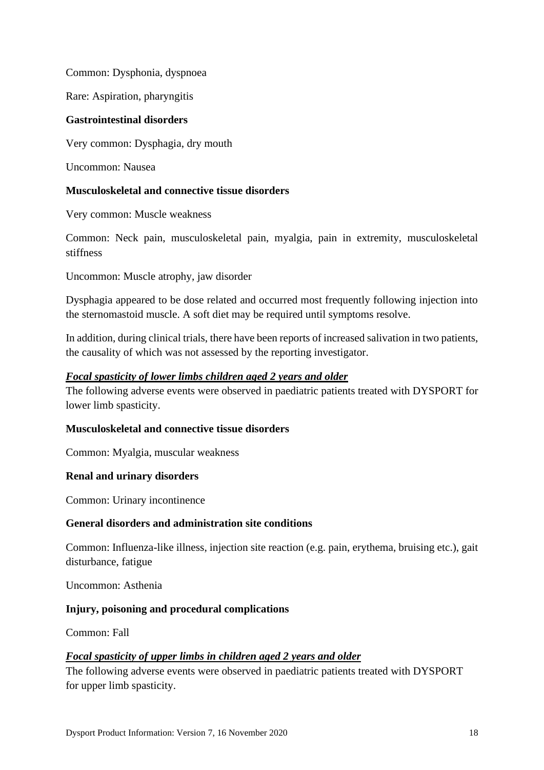Common: Dysphonia, dyspnoea

Rare: Aspiration, pharyngitis

**Gastrointestinal disorders**

Very common: Dysphagia, dry mouth

Uncommon: Nausea

**Musculoskeletal and connective tissue disorders**

Very common: Muscle weakness

Common: Neck pain, musculoskeletal pain, myalgia, pain in extremity, musculoskeletal stiffness

Uncommon: Muscle atrophy, jaw disorder

Dysphagia appeared to be dose related and occurred most frequently following injection into the sternomastoid muscle. A soft diet may be required until symptoms resolve.

In addition, during clinical trials, there have been reports of increased salivation in two patients, the causality of which was not assessed by the reporting investigator.

***Focal spasticity of lower limbs children aged 2 years and older***

The following adverse events were observed in paediatric patients treated with DYSPORT for lower limb spasticity.

**Musculoskeletal and connective tissue disorders**

Common: Myalgia, muscular weakness

**Renal and urinary disorders**

Common: Urinary incontinence

**General disorders and administration site conditions**

Common: Influenza-like illness, injection site reaction (e.g. pain, erythema, bruising etc.), gait disturbance, fatigue

Uncommon: Asthenia

**Injury, poisoning and procedural complications**

Common: Fall

***Focal spasticity of upper limbs in children aged 2 years and older***

The following adverse events were observed in paediatric patients treated with DYSPORT for upper limb spasticity.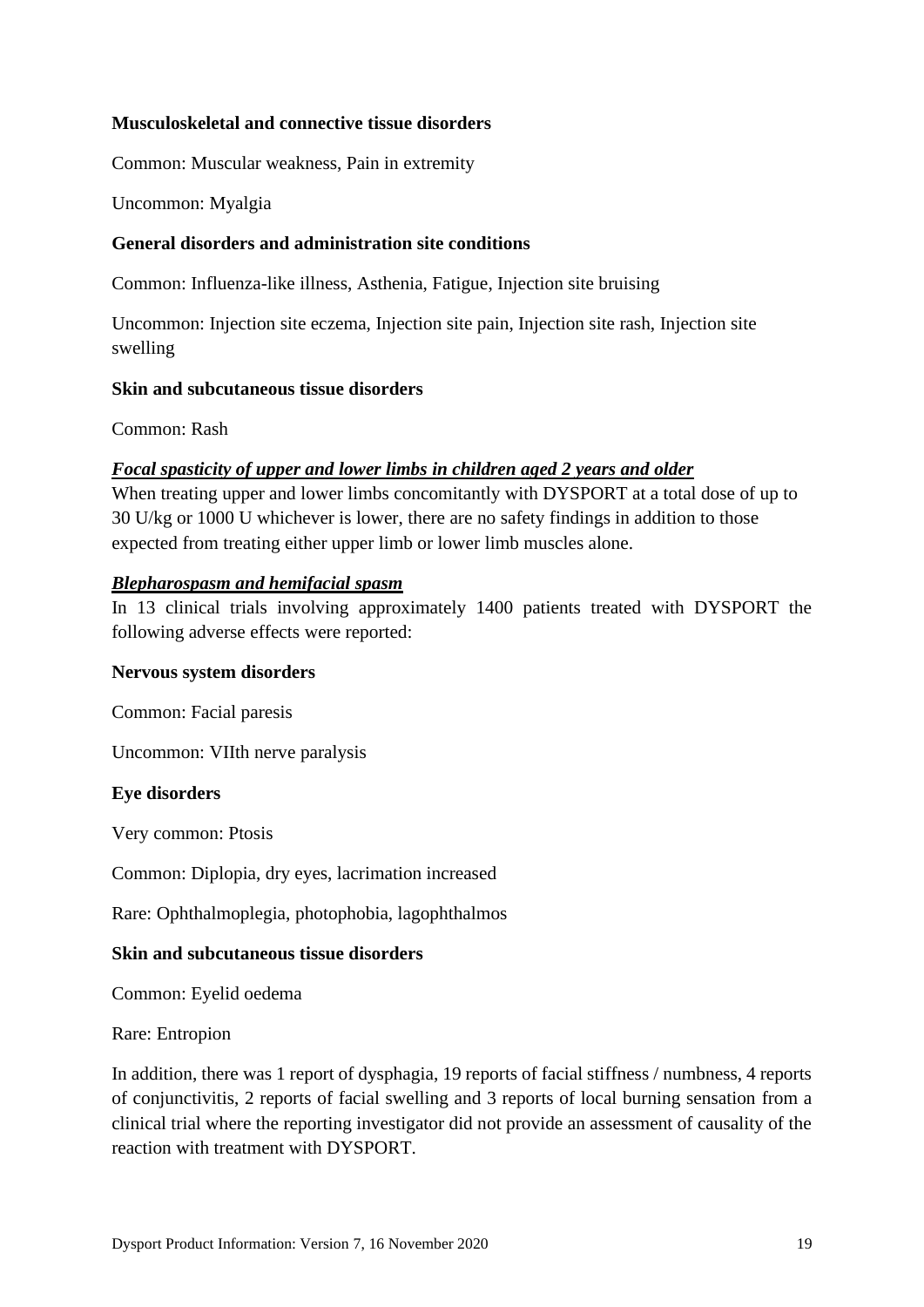**Musculoskeletal and connective tissue disorders**

Common: Muscular weakness, Pain in extremity

Uncommon: Myalgia

**General disorders and administration site conditions**

Common: Influenza-like illness, Asthenia, Fatigue, Injection site bruising

Uncommon: Injection site eczema, Injection site pain, Injection site rash, Injection site swelling

**Skin and subcutaneous tissue disorders**

Common: Rash

***Focal spasticity of upper and lower limbs in children aged 2 years and older***

When treating upper and lower limbs concomitantly with DYSPORT at a total dose of up to 30 U/kg or 1000 U whichever is lower, there are no safety findings in addition to those expected from treating either upper limb or lower limb muscles alone.

***Blepharospasm and hemifacial spasm***

In 13 clinical trials involving approximately 1400 patients treated with DYSPORT the following adverse effects were reported:

**Nervous system disorders**

Common: Facial paresis

Uncommon: VIIth nerve paralysis

**Eye disorders**

Very common: Ptosis

Common: Diplopia, dry eyes, lacrimation increased

Rare: Ophthalmoplegia, photophobia, lagophthalmos

**Skin and subcutaneous tissue disorders**

Common: Eyelid oedema

Rare: Entropion

In addition, there was 1 report of dysphagia, 19 reports of facial stiffness / numbness, 4 reports of conjunctivitis, 2 reports of facial swelling and 3 reports of local burning sensation from a clinical trial where the reporting investigator did not provide an assessment of causality of the reaction with treatment with DYSPORT.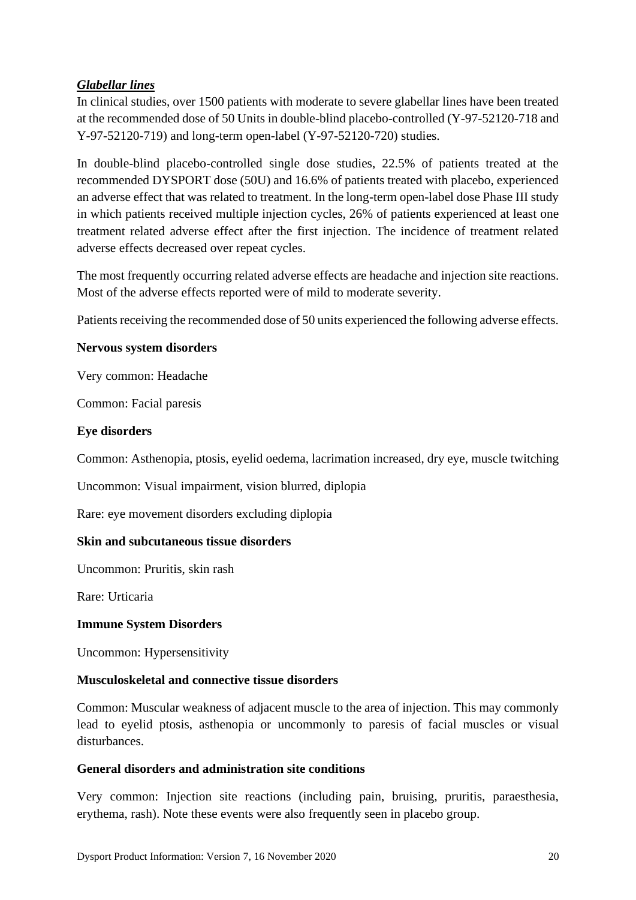***Glabellar lines***

In clinical studies, over 1500 patients with moderate to severe glabellar lines have been treated at the recommended dose of 50 Units in double-blind placebo-controlled (Y-97-52120-718 and Y-97-52120-719) and long-term open-label (Y-97-52120-720) studies.

In double-blind placebo-controlled single dose studies, 22.5% of patients treated at the recommended DYSPORT dose (50U) and 16.6% of patients treated with placebo, experienced an adverse effect that was related to treatment. In the long-term open-label dose Phase III study in which patients received multiple injection cycles, 26% of patients experienced at least one treatment related adverse effect after the first injection. The incidence of treatment related adverse effects decreased over repeat cycles.

The most frequently occurring related adverse effects are headache and injection site reactions. Most of the adverse effects reported were of mild to moderate severity.

Patients receiving the recommended dose of 50 units experienced the following adverse effects.

**Nervous system disorders**

Very common: Headache

Common: Facial paresis

**Eye disorders**

Common: Asthenopia, ptosis, eyelid oedema, lacrimation increased, dry eye, muscle twitching

Uncommon: Visual impairment, vision blurred, diplopia

Rare: eye movement disorders excluding diplopia

**Skin and subcutaneous tissue disorders**

Uncommon: Pruritis, skin rash

Rare: Urticaria

**Immune System Disorders**

Uncommon: Hypersensitivity

**Musculoskeletal and connective tissue disorders**

Common: Muscular weakness of adjacent muscle to the area of injection. This may commonly lead to eyelid ptosis, asthenopia or uncommonly to paresis of facial muscles or visual disturbances.

**General disorders and administration site conditions**

Very common: Injection site reactions (including pain, bruising, pruritis, paraesthesia, erythema, rash). Note these events were also frequently seen in placebo group.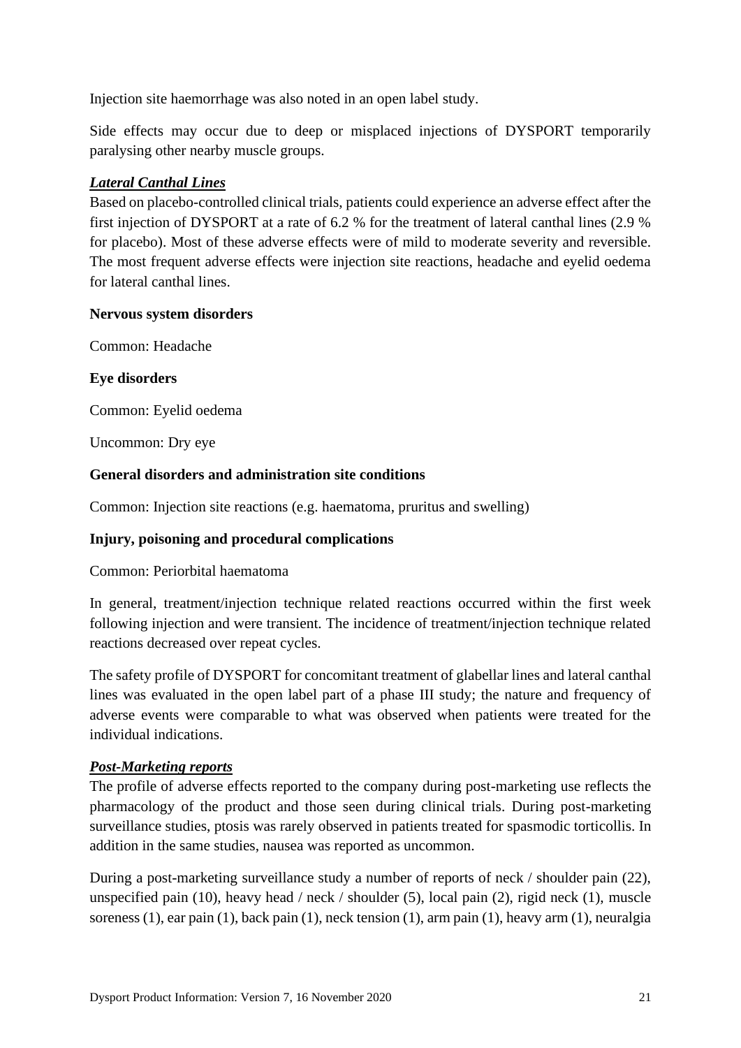Injection site haemorrhage was also noted in an open label study.

Side effects may occur due to deep or misplaced injections of DYSPORT temporarily paralysing other nearby muscle groups.

***Lateral Canthal Lines***

Based on placebo-controlled clinical trials, patients could experience an adverse effect after the first injection of DYSPORT at a rate of 6.2 % for the treatment of lateral canthal lines (2.9 % for placebo). Most of these adverse effects were of mild to moderate severity and reversible. The most frequent adverse effects were injection site reactions, headache and eyelid oedema for lateral canthal lines.

**Nervous system disorders**

Common: Headache

**Eye disorders**

Common: Eyelid oedema

Uncommon: Dry eye

**General disorders and administration site conditions**

Common: Injection site reactions (e.g. haematoma, pruritus and swelling)

**Injury, poisoning and procedural complications**

Common: Periorbital haematoma

In general, treatment/injection technique related reactions occurred within the first week following injection and were transient. The incidence of treatment/injection technique related reactions decreased over repeat cycles.

The safety profile of DYSPORT for concomitant treatment of glabellar lines and lateral canthal lines was evaluated in the open label part of a phase III study; the nature and frequency of adverse events were comparable to what was observed when patients were treated for the individual indications.

***Post-Marketing reports***

The profile of adverse effects reported to the company during post-marketing use reflects the pharmacology of the product and those seen during clinical trials. During post-marketing surveillance studies, ptosis was rarely observed in patients treated for spasmodic torticollis. In addition in the same studies, nausea was reported as uncommon.

During a post-marketing surveillance study a number of reports of neck / shoulder pain (22), unspecified pain (10), heavy head / neck / shoulder (5), local pain (2), rigid neck (1), muscle soreness (1), ear pain (1), back pain (1), neck tension (1), arm pain (1), heavy arm (1), neuralgia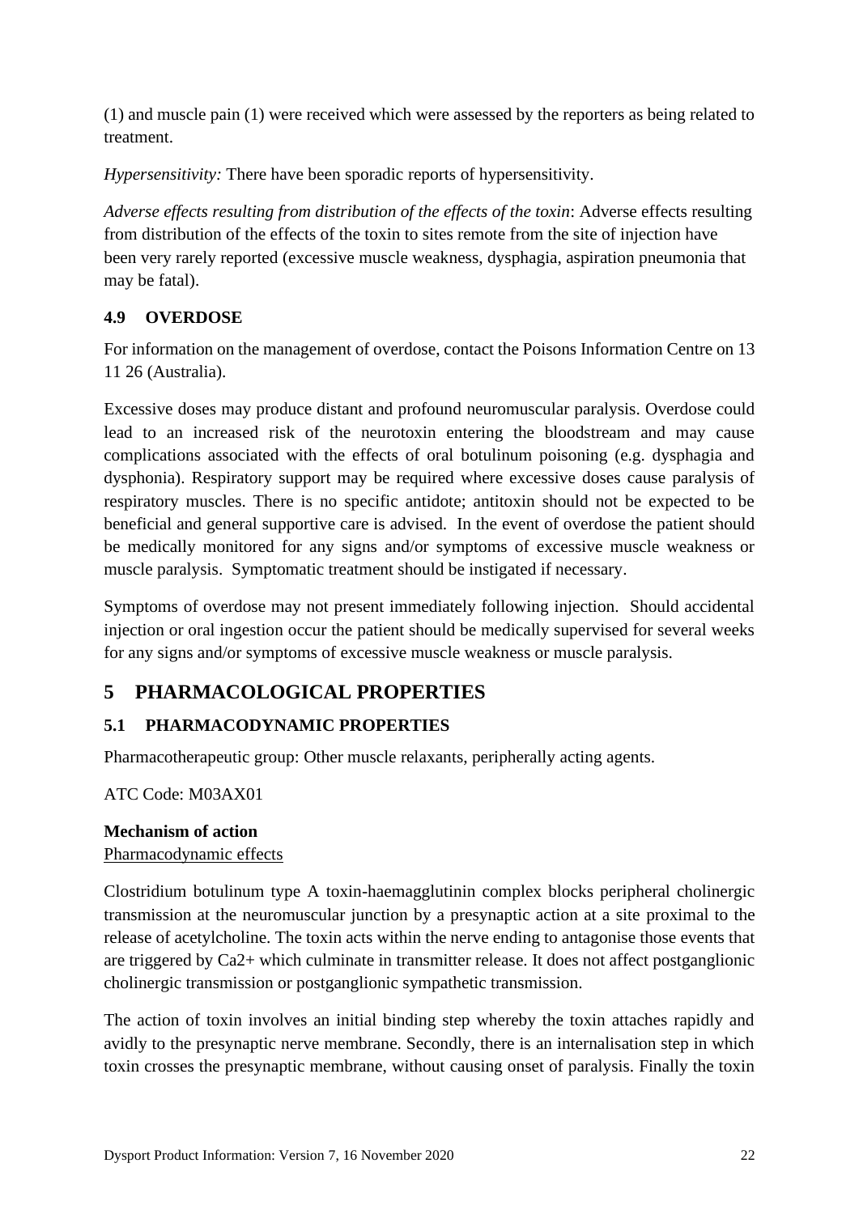(1) and muscle pain (1) were received which were assessed by the reporters as being related to treatment.

*Hypersensitivity:* There have been sporadic reports of hypersensitivity.

*Adverse effects resulting from distribution of the effects of the toxin*: Adverse effects resulting from distribution of the effects of the toxin to sites remote from the site of injection have been very rarely reported (excessive muscle weakness, dysphagia, aspiration pneumonia that may be fatal).

### 4.9 OVERDOSE

For information on the management of overdose, contact the Poisons Information Centre on 13 11 26 (Australia).

Excessive doses may produce distant and profound neuromuscular paralysis. Overdose could lead to an increased risk of the neurotoxin entering the bloodstream and may cause complications associated with the effects of oral botulinum poisoning (e.g. dysphagia and dysphonia). Respiratory support may be required where excessive doses cause paralysis of respiratory muscles. There is no specific antidote; antitoxin should not be expected to be beneficial and general supportive care is advised. In the event of overdose the patient should be medically monitored for any signs and/or symptoms of excessive muscle weakness or muscle paralysis. Symptomatic treatment should be instigated if necessary.

Symptoms of overdose may not present immediately following injection. Should accidental injection or oral ingestion occur the patient should be medically supervised for several weeks for any signs and/or symptoms of excessive muscle weakness or muscle paralysis.

## 5 PHARMACOLOGICAL PROPERTIES

### 5.1 PHARMACODYNAMIC PROPERTIES

Pharmacotherapeutic group: Other muscle relaxants, peripherally acting agents.

ATC Code: M03AX01

**Mechanism of action**

Pharmacodynamic effects

Clostridium botulinum type A toxin-haemagglutinin complex blocks peripheral cholinergic transmission at the neuromuscular junction by a presynaptic action at a site proximal to the release of acetylcholine. The toxin acts within the nerve ending to antagonise those events that are triggered by $Ca^{2+}$ which culminate in transmitter release. It does not affect postganglionic cholinergic transmission or postganglionic sympathetic transmission.

The action of toxin involves an initial binding step whereby the toxin attaches rapidly and avidly to the presynaptic nerve membrane. Secondly, there is an internalisation step in which toxin crosses the presynaptic membrane, without causing onset of paralysis. Finally the toxin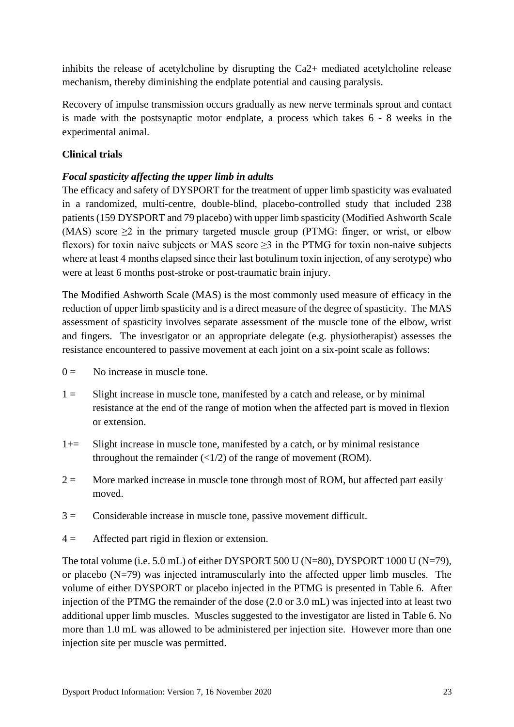inhibits the release of acetylcholine by disrupting the Ca2+ mediated acetylcholine release mechanism, thereby diminishing the endplate potential and causing paralysis.

Recovery of impulse transmission occurs gradually as new nerve terminals sprout and contact is made with the postsynaptic motor endplate, a process which takes 6 - 8 weeks in the experimental animal.

**Clinical trials**

***Focal spasticity affecting the upper limb in adults***

The efficacy and safety of DYSPORT for the treatment of upper limb spasticity was evaluated in a randomized, multi-centre, double-blind, placebo-controlled study that included 238 patients (159 DYSPORT and 79 placebo) with upper limb spasticity (Modified Ashworth Scale (MAS) score ≥2 in the primary targeted muscle group (PTMG: finger, or wrist, or elbow flexors) for toxin naive subjects or MAS score ≥3 in the PTMG for toxin non-naive subjects where at least 4 months elapsed since their last botulinum toxin injection, of any serotype) who were at least 6 months post-stroke or post-traumatic brain injury.

The Modified Ashworth Scale (MAS) is the most commonly used measure of efficacy in the reduction of upper limb spasticity and is a direct measure of the degree of spasticity. The MAS assessment of spasticity involves separate assessment of the muscle tone of the elbow, wrist and fingers. The investigator or an appropriate delegate (e.g. physiotherapist) assesses the resistance encountered to passive movement at each joint on a six-point scale as follows:

- 0 = No increase in muscle tone.
- 1 = Slight increase in muscle tone, manifested by a catch and release, or by minimal resistance at the end of the range of motion when the affected part is moved in flexion or extension.
- 1+= Slight increase in muscle tone, manifested by a catch, or by minimal resistance throughout the remainder (<1/2) of the range of movement (ROM).
- 2 = More marked increase in muscle tone through most of ROM, but affected part easily moved.
- 3 = Considerable increase in muscle tone, passive movement difficult.
- 4 = Affected part rigid in flexion or extension.

The total volume (i.e. 5.0 mL) of either DYSPORT 500 U (N=80), DYSPORT 1000 U (N=79), or placebo (N=79) was injected intramuscularly into the affected upper limb muscles. The volume of either DYSPORT or placebo injected in the PTMG is presented in Table 6. After injection of the PTMG the remainder of the dose (2.0 or 3.0 mL) was injected into at least two additional upper limb muscles. Muscles suggested to the investigator are listed in Table 6. No more than 1.0 mL was allowed to be administered per injection site. However more than one injection site per muscle was permitted.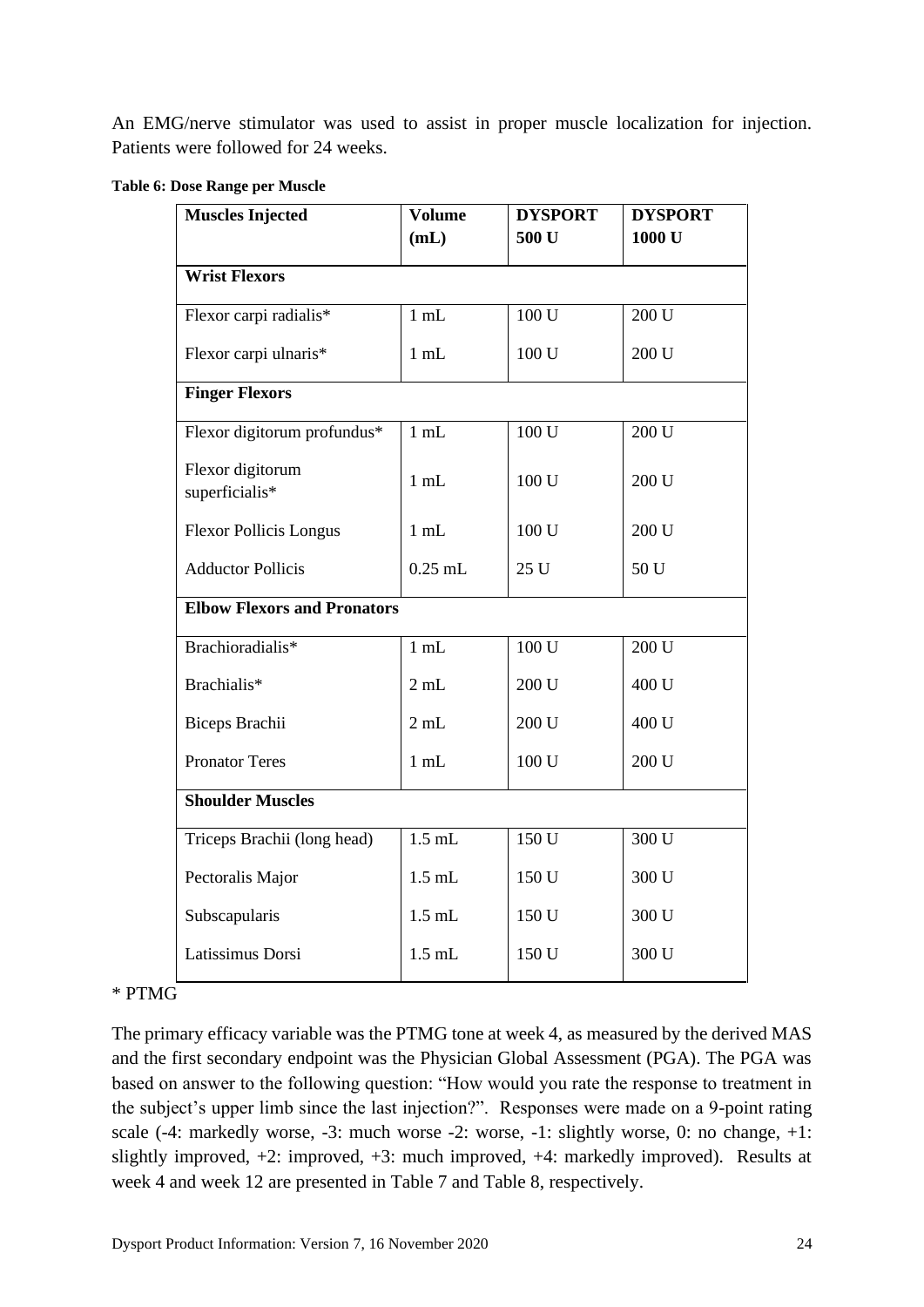An EMG/nerve stimulator was used to assist in proper muscle localization for injection. Patients were followed for 24 weeks.

**Table 6: Dose Range per Muscle**

| Muscles Injected | Volume (mL) | DYSPORT 500 U | DYSPORT 1000 U |
|---|---|---|---|
| **Wrist Flexors** | | | |
| Flexor carpi radialis* | 1 mL | 100 U | 200 U |
| Flexor carpi ulnaris* | 1 mL | 100 U | 200 U |
| **Finger Flexors** | | | |
| Flexor digitorum profundus* | 1 mL | 100 U | 200 U |
| Flexor digitorum superficialis* | 1 mL | 100 U | 200 U |
| Flexor Pollicis Longus | 1 mL | 100 U | 200 U |
| Adductor Pollicis | 0.25 mL | 25 U | 50 U |
| **Elbow Flexors and Pronators** | | | |
| Brachioradialis* | 1 mL | 100 U | 200 U |
| Brachialis* | 2 mL | 200 U | 400 U |
| Biceps Brachii | 2 mL | 200 U | 400 U |
| Pronator Teres | 1 mL | 100 U | 200 U |
| **Shoulder Muscles** | | | |
| Triceps Brachii (long head) | 1.5 mL | 150 U | 300 U |
| Pectoralis Major | 1.5 mL | 150 U | 300 U |
| Subscapularis | 1.5 mL | 150 U | 300 U |
| Latissimus Dorsi | 1.5 mL | 150 U | 300 U |

\* PTMG

The primary efficacy variable was the PTMG tone at week 4, as measured by the derived MAS and the first secondary endpoint was the Physician Global Assessment (PGA). The PGA was based on answer to the following question: "How would you rate the response to treatment in the subject's upper limb since the last injection?". Responses were made on a 9-point rating scale (-4: markedly worse, -3: much worse -2: worse, -1: slightly worse, 0: no change, +1: slightly improved, +2: improved, +3: much improved, +4: markedly improved). Results at week 4 and week 12 are presented in Table 7 and Table 8, respectively.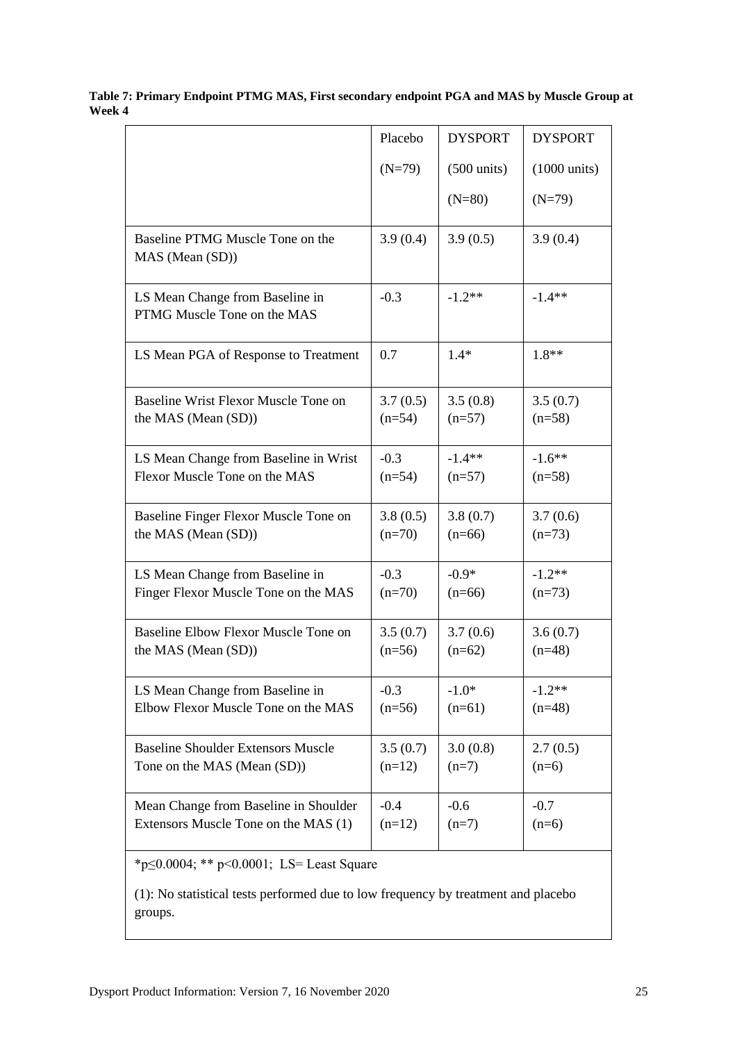**Table 7: Primary Endpoint PTMG MAS, First secondary endpoint PGA and MAS by Muscle Group at Week 4**

| | Placebo (N=79) | DYSPORT (500 units) (N=80) | DYSPORT (1000 units) (N=79) |
|---|---|---|---|
| Baseline PTMG Muscle Tone on the MAS (Mean (SD)) | 3.9 (0.4) | 3.9 (0.5) | 3.9 (0.4) |
| LS Mean Change from Baseline in PTMG Muscle Tone on the MAS | -0.3 | -1.2** | -1.4** |
| LS Mean PGA of Response to Treatment | 0.7 | 1.4* | 1.8** |
| Baseline Wrist Flexor Muscle Tone on the MAS (Mean (SD)) | 3.7 (0.5) (n=54) | 3.5 (0.8) (n=57) | 3.5 (0.7) (n=58) |
| LS Mean Change from Baseline in Wrist Flexor Muscle Tone on the MAS | -0.3 (n=54) | -1.4** (n=57) | -1.6** (n=58) |
| Baseline Finger Flexor Muscle Tone on the MAS (Mean (SD)) | 3.8 (0.5) (n=70) | 3.8 (0.7) (n=66) | 3.7 (0.6) (n=73) |
| LS Mean Change from Baseline in Finger Flexor Muscle Tone on the MAS | -0.3 (n=70) | -0.9* (n=66) | -1.2** (n=73) |
| Baseline Elbow Flexor Muscle Tone on the MAS (Mean (SD)) | 3.5 (0.7) (n=56) | 3.7 (0.6) (n=62) | 3.6 (0.7) (n=48) |
| LS Mean Change from Baseline in Elbow Flexor Muscle Tone on the MAS | -0.3 (n=56) | -1.0* (n=61) | -1.2** (n=48) |
| Baseline Shoulder Extensors Muscle Tone on the MAS (Mean (SD)) | 3.5 (0.7) (n=12) | 3.0 (0.8) (n=7) | 2.7 (0.5) (n=6) |
| Mean Change from Baseline in Shoulder Extensors Muscle Tone on the MAS (1) | -0.4 (n=12) | -0.6 (n=7) | -0.7 (n=6) |

*$p \leq 0.0004$; ** $p < 0.0001$; LS= Least Square

(1): No statistical tests performed due to low frequency by treatment and placebo groups.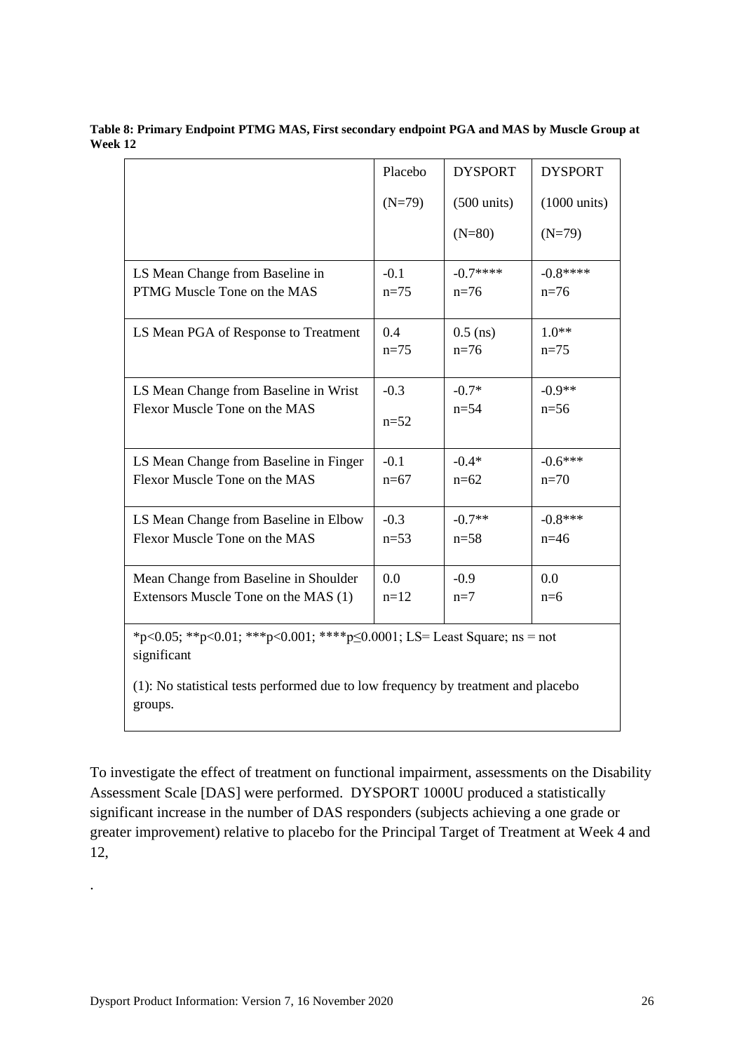**Table 8: Primary Endpoint PTMG MAS, First secondary endpoint PGA and MAS by Muscle Group at Week 12**

| | Placebo (N=79) | DYSPORT (500 units) (N=80) | DYSPORT (1000 units) (N=79) |
|---|---|---|---|
| LS Mean Change from Baseline in PTMG Muscle Tone on the MAS | -0.1 n=75 | -0.7**** n=76 | -0.8**** n=76 |
| LS Mean PGA of Response to Treatment | 0.4 n=75 | 0.5 (ns) n=76 | 1.0** n=75 |
| LS Mean Change from Baseline in Wrist Flexor Muscle Tone on the MAS | -0.3 n=52 | -0.7* n=54 | -0.9** n=56 |
| LS Mean Change from Baseline in Finger Flexor Muscle Tone on the MAS | -0.1 n=67 | -0.4* n=62 | -0.6*** n=70 |
| LS Mean Change from Baseline in Elbow Flexor Muscle Tone on the MAS | -0.3 n=53 | -0.7** n=58 | -0.8*** n=46 |
| Mean Change from Baseline in Shoulder Extensors Muscle Tone on the MAS (1) | 0.0 n=12 | -0.9 n=7 | 0.0 n=6 |

*$p<0.05$; **$p<0.01$; ***$p<0.001$; ****$p\leq0.0001$; LS= Least Square; ns = not significant

(1): No statistical tests performed due to low frequency by treatment and placebo groups.

To investigate the effect of treatment on functional impairment, assessments on the Disability Assessment Scale [DAS] were performed. DYSPORT 1000U produced a statistically significant increase in the number of DAS responders (subjects achieving a one grade or greater improvement) relative to placebo for the Principal Target of Treatment at Week 4 and 12,

.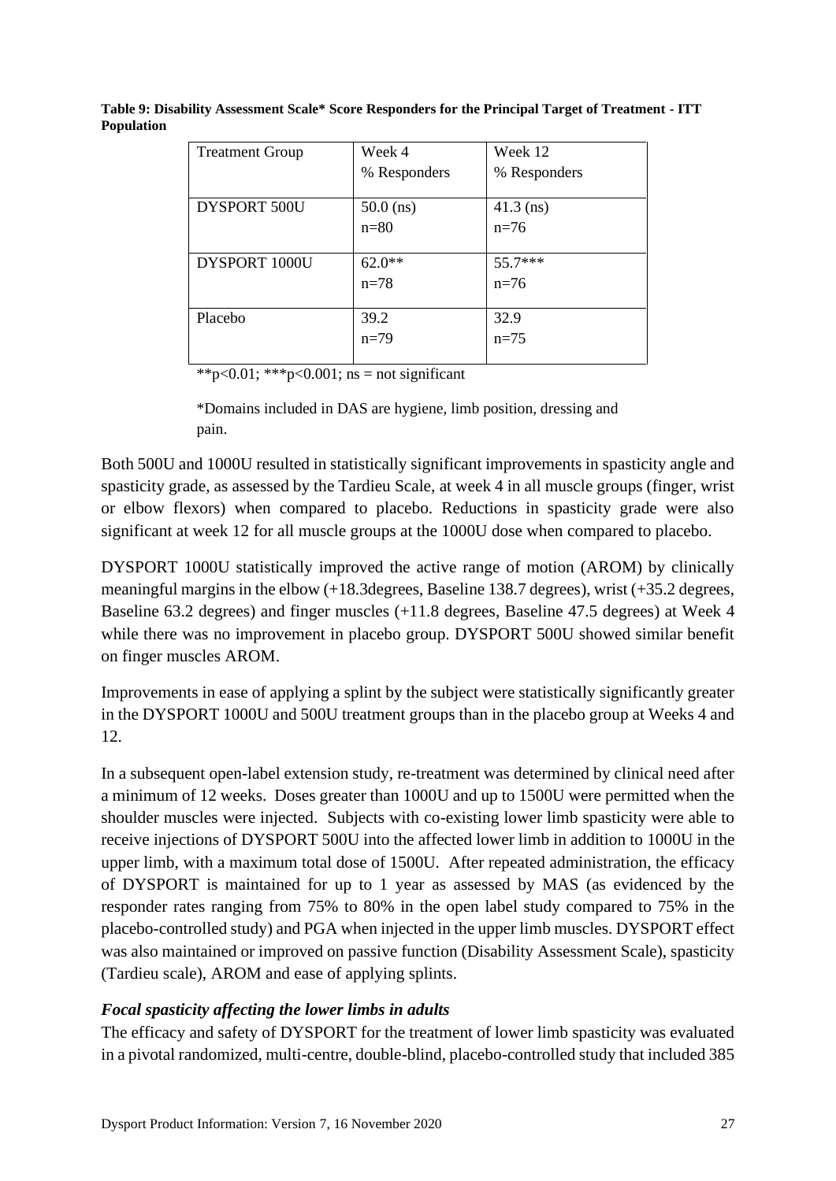**Table 9: Disability Assessment Scale* Score Responders for the Principal Target of Treatment - ITT Population**

| Treatment Group | Week 4<br>% Responders | Week 12<br>% Responders |
|---|---|---|
| DYSPORT 500U | 50.0 (ns)<br>n=80 | 41.3 (ns)<br>n=76 |
| DYSPORT 1000U | 62.0**<br>n=78 | 55.7***<br>n=76 |
| Placebo | 39.2<br>n=79 | 32.9<br>n=75 |

**p<0.01; ***p<0.001; ns = not significant

*Domains included in DAS are hygiene, limb position, dressing and pain.

Both 500U and 1000U resulted in statistically significant improvements in spasticity angle and spasticity grade, as assessed by the Tardieu Scale, at week 4 in all muscle groups (finger, wrist or elbow flexors) when compared to placebo. Reductions in spasticity grade were also significant at week 12 for all muscle groups at the 1000U dose when compared to placebo.

DYSPORT 1000U statistically improved the active range of motion (AROM) by clinically meaningful margins in the elbow (+18.3degrees, Baseline 138.7 degrees), wrist (+35.2 degrees, Baseline 63.2 degrees) and finger muscles (+11.8 degrees, Baseline 47.5 degrees) at Week 4 while there was no improvement in placebo group. DYSPORT 500U showed similar benefit on finger muscles AROM.

Improvements in ease of applying a splint by the subject were statistically significantly greater in the DYSPORT 1000U and 500U treatment groups than in the placebo group at Weeks 4 and 12.

In a subsequent open-label extension study, re-treatment was determined by clinical need after a minimum of 12 weeks. Doses greater than 1000U and up to 1500U were permitted when the shoulder muscles were injected. Subjects with co-existing lower limb spasticity were able to receive injections of DYSPORT 500U into the affected lower limb in addition to 1000U in the upper limb, with a maximum total dose of 1500U. After repeated administration, the efficacy of DYSPORT is maintained for up to 1 year as assessed by MAS (as evidenced by the responder rates ranging from 75% to 80% in the open label study compared to 75% in the placebo-controlled study) and PGA when injected in the upper limb muscles. DYSPORT effect was also maintained or improved on passive function (Disability Assessment Scale), spasticity (Tardieu scale), AROM and ease of applying splints.

### *Focal spasticity affecting the lower limbs in adults*

The efficacy and safety of DYSPORT for the treatment of lower limb spasticity was evaluated in a pivotal randomized, multi-centre, double-blind, placebo-controlled study that included 385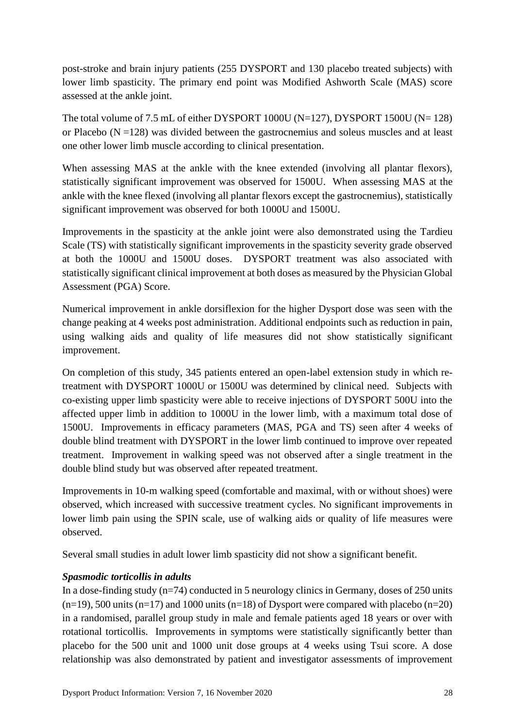post-stroke and brain injury patients (255 DYSPORT and 130 placebo treated subjects) with lower limb spasticity. The primary end point was Modified Ashworth Scale (MAS) score assessed at the ankle joint.

The total volume of 7.5 mL of either DYSPORT 1000U (N=127), DYSPORT 1500U (N= 128) or Placebo (N =128) was divided between the gastrocnemius and soleus muscles and at least one other lower limb muscle according to clinical presentation.

When assessing MAS at the ankle with the knee extended (involving all plantar flexors), statistically significant improvement was observed for 1500U. When assessing MAS at the ankle with the knee flexed (involving all plantar flexors except the gastrocnemius), statistically significant improvement was observed for both 1000U and 1500U.

Improvements in the spasticity at the ankle joint were also demonstrated using the Tardieu Scale (TS) with statistically significant improvements in the spasticity severity grade observed at both the 1000U and 1500U doses. DYSPORT treatment was also associated with statistically significant clinical improvement at both doses as measured by the Physician Global Assessment (PGA) Score.

Numerical improvement in ankle dorsiflexion for the higher Dysport dose was seen with the change peaking at 4 weeks post administration. Additional endpoints such as reduction in pain, using walking aids and quality of life measures did not show statistically significant improvement.

On completion of this study, 345 patients entered an open-label extension study in which re-treatment with DYSPORT 1000U or 1500U was determined by clinical need. Subjects with co-existing upper limb spasticity were able to receive injections of DYSPORT 500U into the affected upper limb in addition to 1000U in the lower limb, with a maximum total dose of 1500U. Improvements in efficacy parameters (MAS, PGA and TS) seen after 4 weeks of double blind treatment with DYSPORT in the lower limb continued to improve over repeated treatment. Improvement in walking speed was not observed after a single treatment in the double blind study but was observed after repeated treatment.

Improvements in 10-m walking speed (comfortable and maximal, with or without shoes) were observed, which increased with successive treatment cycles. No significant improvements in lower limb pain using the SPIN scale, use of walking aids or quality of life measures were observed.

Several small studies in adult lower limb spasticity did not show a significant benefit.

***Spasmodic torticollis in adults***

In a dose-finding study (n=74) conducted in 5 neurology clinics in Germany, doses of 250 units (n=19), 500 units (n=17) and 1000 units (n=18) of Dysport were compared with placebo (n=20) in a randomised, parallel group study in male and female patients aged 18 years or over with rotational torticollis. Improvements in symptoms were statistically significantly better than placebo for the 500 unit and 1000 unit dose groups at 4 weeks using Tsui score. A dose relationship was also demonstrated by patient and investigator assessments of improvement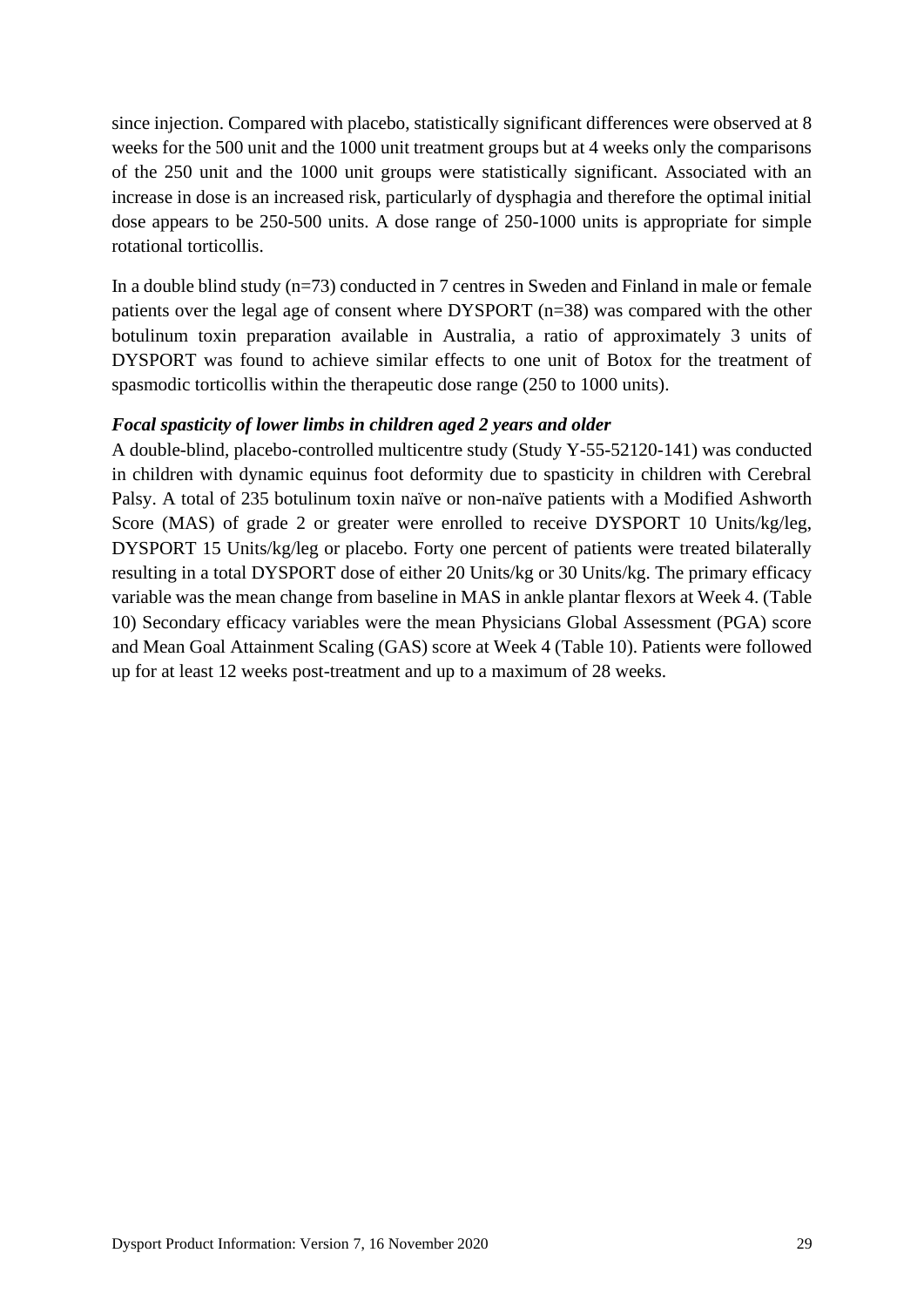since injection. Compared with placebo, statistically significant differences were observed at 8 weeks for the 500 unit and the 1000 unit treatment groups but at 4 weeks only the comparisons of the 250 unit and the 1000 unit groups were statistically significant. Associated with an increase in dose is an increased risk, particularly of dysphagia and therefore the optimal initial dose appears to be 250-500 units. A dose range of 250-1000 units is appropriate for simple rotational torticollis.

In a double blind study (n=73) conducted in 7 centres in Sweden and Finland in male or female patients over the legal age of consent where DYSPORT (n=38) was compared with the other botulinum toxin preparation available in Australia, a ratio of approximately 3 units of DYSPORT was found to achieve similar effects to one unit of Botox for the treatment of spasmodic torticollis within the therapeutic dose range (250 to 1000 units).

***Focal spasticity of lower limbs in children aged 2 years and older***

A double-blind, placebo-controlled multicentre study (Study Y-55-52120-141) was conducted in children with dynamic equinus foot deformity due to spasticity in children with Cerebral Palsy. A total of 235 botulinum toxin naïve or non-naïve patients with a Modified Ashworth Score (MAS) of grade 2 or greater were enrolled to receive DYSPORT 10 Units/kg/leg, DYSPORT 15 Units/kg/leg or placebo. Forty one percent of patients were treated bilaterally resulting in a total DYSPORT dose of either 20 Units/kg or 30 Units/kg. The primary efficacy variable was the mean change from baseline in MAS in ankle plantar flexors at Week 4. (Table 10) Secondary efficacy variables were the mean Physicians Global Assessment (PGA) score and Mean Goal Attainment Scaling (GAS) score at Week 4 (Table 10). Patients were followed up for at least 12 weeks post-treatment and up to a maximum of 28 weeks.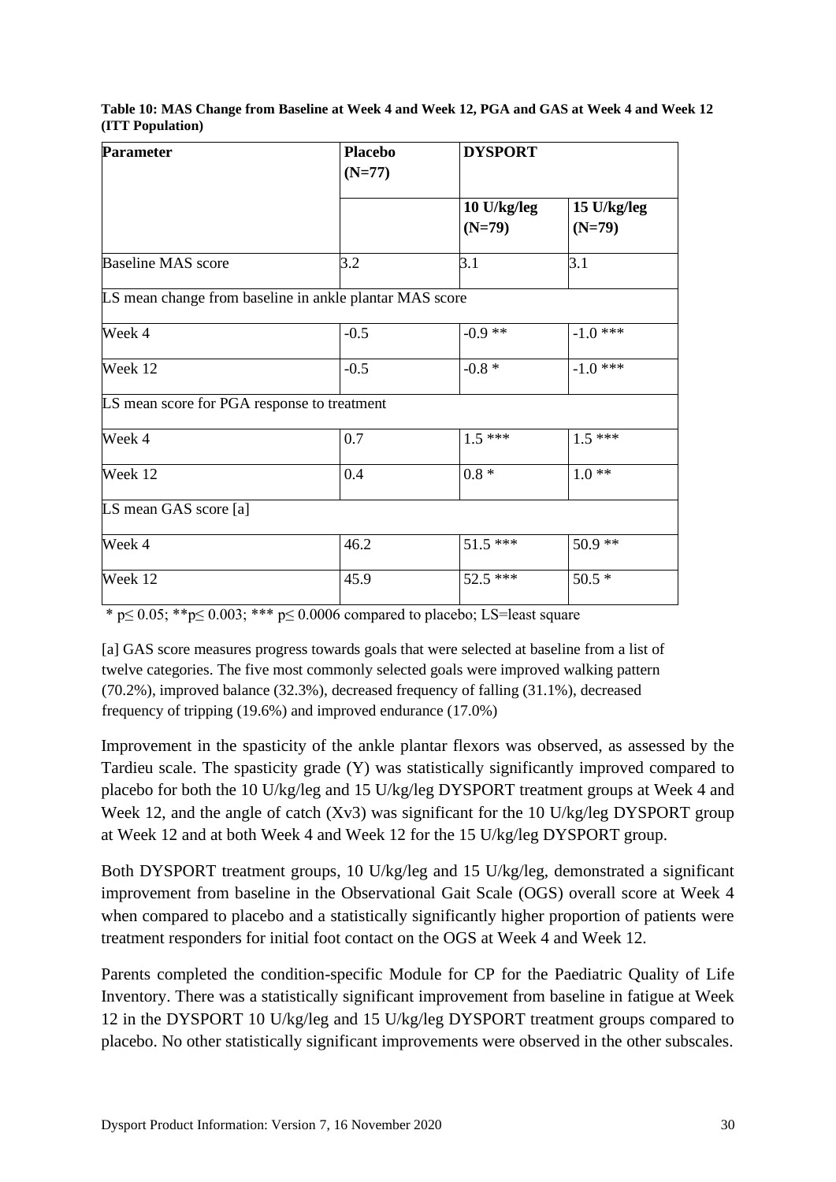**Table 10: MAS Change from Baseline at Week 4 and Week 12, PGA and GAS at Week 4 and Week 12 (ITT Population)**

| Parameter | Placebo (N=77) | DYSPORT | |
|---|---|---|---|
| | | 10 U/kg/leg (N=79) | 15 U/kg/leg (N=79) |
| Baseline MAS score | 3.2 | 3.1 | 3.1 |
| LS mean change from baseline in ankle plantar MAS score | | | |
| Week 4 | -0.5 | -0.9 ** | -1.0 *** |
| Week 12 | -0.5 | -0.8 * | -1.0 *** |
| LS mean score for PGA response to treatment | | | |
| Week 4 | 0.7 | 1.5 *** | 1.5 *** |
| Week 12 | 0.4 | 0.8 * | 1.0 ** |
| LS mean GAS score [a] | | | |
| Week 4 | 46.2 | 51.5 *** | 50.9 ** |
| Week 12 | 45.9 | 52.5 *** | 50.5 * |

* $p \leq 0.05$; ** $p \leq 0.003$; *** $p \leq 0.0006$ compared to placebo; LS=least square

[a] GAS score measures progress towards goals that were selected at baseline from a list of twelve categories. The five most commonly selected goals were improved walking pattern (70.2%), improved balance (32.3%), decreased frequency of falling (31.1%), decreased frequency of tripping (19.6%) and improved endurance (17.0%)

Improvement in the spasticity of the ankle plantar flexors was observed, as assessed by the Tardieu scale. The spasticity grade (Y) was statistically significantly improved compared to placebo for both the 10 U/kg/leg and 15 U/kg/leg DYSPORT treatment groups at Week 4 and Week 12, and the angle of catch (Xv3) was significant for the 10 U/kg/leg DYSPORT group at Week 12 and at both Week 4 and Week 12 for the 15 U/kg/leg DYSPORT group.

Both DYSPORT treatment groups, 10 U/kg/leg and 15 U/kg/leg, demonstrated a significant improvement from baseline in the Observational Gait Scale (OGS) overall score at Week 4 when compared to placebo and a statistically significantly higher proportion of patients were treatment responders for initial foot contact on the OGS at Week 4 and Week 12.

Parents completed the condition-specific Module for CP for the Paediatric Quality of Life Inventory. There was a statistically significant improvement from baseline in fatigue at Week 12 in the DYSPORT 10 U/kg/leg and 15 U/kg/leg DYSPORT treatment groups compared to placebo. No other statistically significant improvements were observed in the other subscales.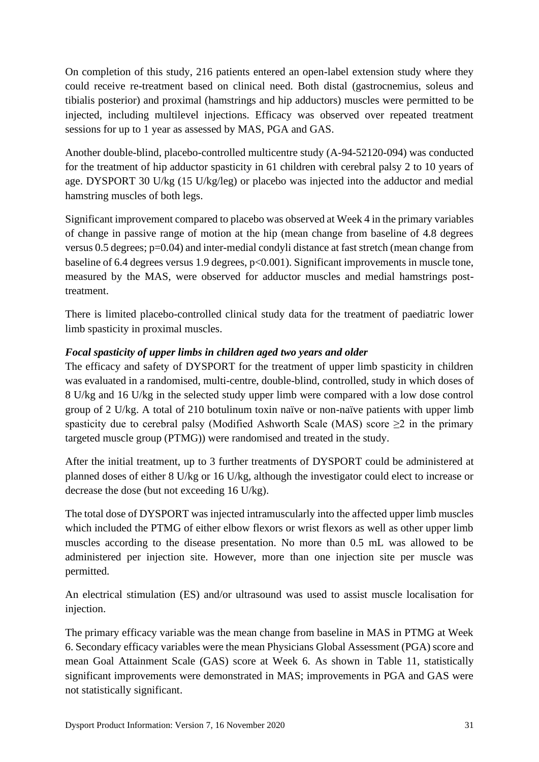On completion of this study, 216 patients entered an open-label extension study where they could receive re-treatment based on clinical need. Both distal (gastrocnemius, soleus and tibialis posterior) and proximal (hamstrings and hip adductors) muscles were permitted to be injected, including multilevel injections. Efficacy was observed over repeated treatment sessions for up to 1 year as assessed by MAS, PGA and GAS.

Another double-blind, placebo-controlled multicentre study (A-94-52120-094) was conducted for the treatment of hip adductor spasticity in 61 children with cerebral palsy 2 to 10 years of age. DYSPORT 30 U/kg (15 U/kg/leg) or placebo was injected into the adductor and medial hamstring muscles of both legs.

Significant improvement compared to placebo was observed at Week 4 in the primary variables of change in passive range of motion at the hip (mean change from baseline of 4.8 degrees versus 0.5 degrees; p=0.04) and inter-medial condyli distance at fast stretch (mean change from baseline of 6.4 degrees versus 1.9 degrees, p<0.001). Significant improvements in muscle tone, measured by the MAS, were observed for adductor muscles and medial hamstrings post-treatment.

There is limited placebo-controlled clinical study data for the treatment of paediatric lower limb spasticity in proximal muscles.

***Focal spasticity of upper limbs in children aged two years and older***

The efficacy and safety of DYSPORT for the treatment of upper limb spasticity in children was evaluated in a randomised, multi-centre, double-blind, controlled, study in which doses of 8 U/kg and 16 U/kg in the selected study upper limb were compared with a low dose control group of 2 U/kg. A total of 210 botulinum toxin naïve or non-naïve patients with upper limb spasticity due to cerebral palsy (Modified Ashworth Scale (MAS) score ≥2 in the primary targeted muscle group (PTMG)) were randomised and treated in the study.

After the initial treatment, up to 3 further treatments of DYSPORT could be administered at planned doses of either 8 U/kg or 16 U/kg, although the investigator could elect to increase or decrease the dose (but not exceeding 16 U/kg).

The total dose of DYSPORT was injected intramuscularly into the affected upper limb muscles which included the PTMG of either elbow flexors or wrist flexors as well as other upper limb muscles according to the disease presentation. No more than 0.5 mL was allowed to be administered per injection site. However, more than one injection site per muscle was permitted.

An electrical stimulation (ES) and/or ultrasound was used to assist muscle localisation for injection.

The primary efficacy variable was the mean change from baseline in MAS in PTMG at Week 6. Secondary efficacy variables were the mean Physicians Global Assessment (PGA) score and mean Goal Attainment Scale (GAS) score at Week 6. As shown in Table 11, statistically significant improvements were demonstrated in MAS; improvements in PGA and GAS were not statistically significant.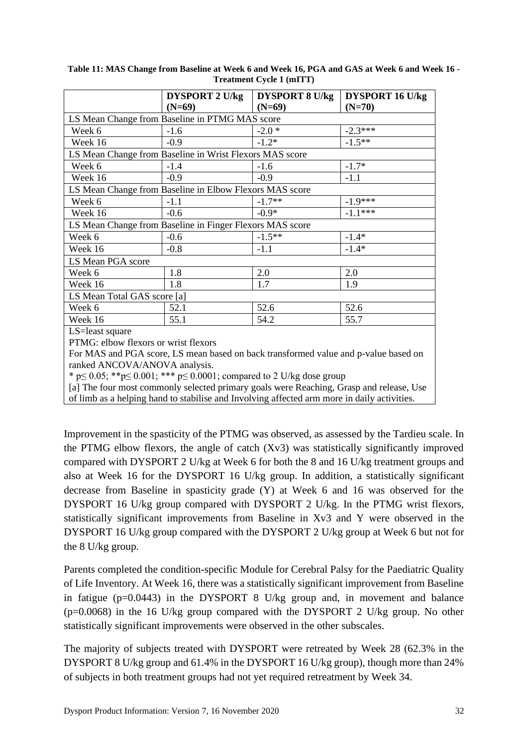**Table 11: MAS Change from Baseline at Week 6 and Week 16, PGA and GAS at Week 6 and Week 16 - Treatment Cycle 1 (mITT)**

| | DYSPORT 2 U/kg (N=69) | DYSPORT 8 U/kg (N=69) | DYSPORT 16 U/kg (N=70) |
|---|---|---|---|
| LS Mean Change from Baseline in PTMG MAS score | | | |
| Week 6 | -1.6 | -2.0 * | -2.3*** |
| Week 16 | -0.9 | -1.2* | -1.5** |
| LS Mean Change from Baseline in Wrist Flexors MAS score | | | |
| Week 6 | -1.4 | -1.6 | -1.7* |
| Week 16 | -0.9 | -0.9 | -1.1 |
| LS Mean Change from Baseline in Elbow Flexors MAS score | | | |
| Week 6 | -1.1 | -1.7** | -1.9*** |
| Week 16 | -0.6 | -0.9* | -1.1*** |
| LS Mean Change from Baseline in Finger Flexors MAS score | | | |
| Week 6 | -0.6 | -1.5** | -1.4* |
| Week 16 | -0.8 | -1.1 | -1.4* |
| LS Mean PGA score | | | |
| Week 6 | 1.8 | 2.0 | 2.0 |
| Week 16 | 1.8 | 1.7 | 1.9 |
| LS Mean Total GAS score [a] | | | |
| Week 6 | 52.1 | 52.6 | 52.6 |
| Week 16 | 55.1 | 54.2 | 55.7 |

LS=least square

PTMG: elbow flexors or wrist flexors

For MAS and PGA score, LS mean based on back transformed value and p-value based on ranked ANCOVA/ANOVA analysis.

* $p \leq 0.05$; ** $p \leq 0.001$; *** $p \leq 0.0001$; compared to 2 U/kg dose group

[a] The four most commonly selected primary goals were Reaching, Grasp and release, Use of limb as a helping hand to stabilise and Involving affected arm more in daily activities.

Improvement in the spasticity of the PTMG was observed, as assessed by the Tardieu scale. In the PTMG elbow flexors, the angle of catch (Xv3) was statistically significantly improved compared with DYSPORT 2 U/kg at Week 6 for both the 8 and 16 U/kg treatment groups and also at Week 16 for the DYSPORT 16 U/kg group. In addition, a statistically significant decrease from Baseline in spasticity grade (Y) at Week 6 and 16 was observed for the DYSPORT 16 U/kg group compared with DYSPORT 2 U/kg. In the PTMG wrist flexors, statistically significant improvements from Baseline in Xv3 and Y were observed in the DYSPORT 16 U/kg group compared with the DYSPORT 2 U/kg group at Week 6 but not for the 8 U/kg group.

Parents completed the condition-specific Module for Cerebral Palsy for the Paediatric Quality of Life Inventory. At Week 16, there was a statistically significant improvement from Baseline in fatigue ($p=0.0443$) in the DYSPORT 8 U/kg group and, in movement and balance ($p=0.0068$) in the 16 U/kg group compared with the DYSPORT 2 U/kg group. No other statistically significant improvements were observed in the other subscales.

The majority of subjects treated with DYSPORT were retreated by Week 28 (62.3% in the DYSPORT 8 U/kg group and 61.4% in the DYSPORT 16 U/kg group), though more than 24% of subjects in both treatment groups had not yet required retreatment by Week 34.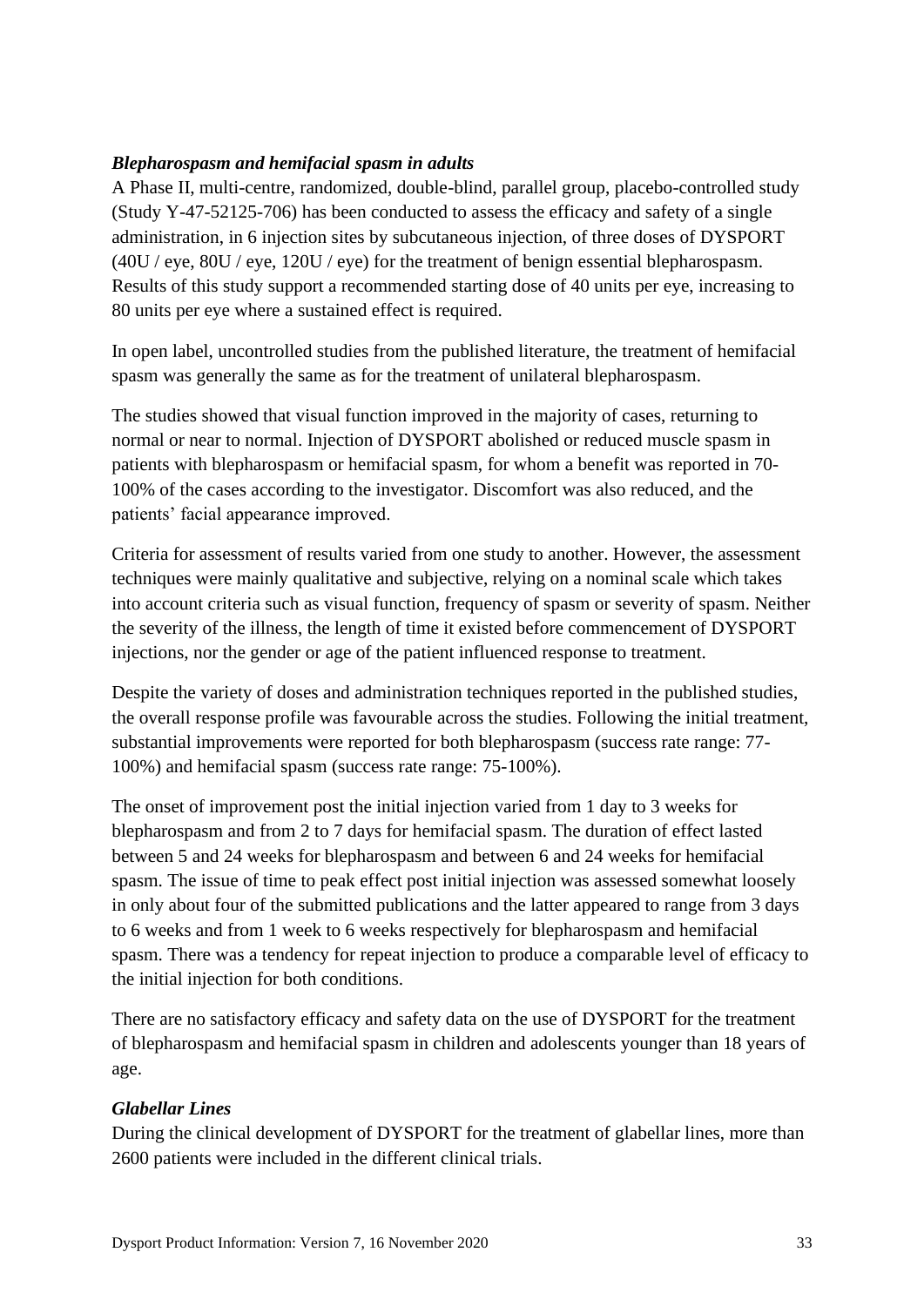***Blepharospasm and hemifacial spasm in adults***

A Phase II, multi-centre, randomized, double-blind, parallel group, placebo-controlled study (Study Y-47-52125-706) has been conducted to assess the efficacy and safety of a single administration, in 6 injection sites by subcutaneous injection, of three doses of DYSPORT (40U / eye, 80U / eye, 120U / eye) for the treatment of benign essential blepharospasm. Results of this study support a recommended starting dose of 40 units per eye, increasing to 80 units per eye where a sustained effect is required.

In open label, uncontrolled studies from the published literature, the treatment of hemifacial spasm was generally the same as for the treatment of unilateral blepharospasm.

The studies showed that visual function improved in the majority of cases, returning to normal or near to normal. Injection of DYSPORT abolished or reduced muscle spasm in patients with blepharospasm or hemifacial spasm, for whom a benefit was reported in 70-100% of the cases according to the investigator. Discomfort was also reduced, and the patients' facial appearance improved.

Criteria for assessment of results varied from one study to another. However, the assessment techniques were mainly qualitative and subjective, relying on a nominal scale which takes into account criteria such as visual function, frequency of spasm or severity of spasm. Neither the severity of the illness, the length of time it existed before commencement of DYSPORT injections, nor the gender or age of the patient influenced response to treatment.

Despite the variety of doses and administration techniques reported in the published studies, the overall response profile was favourable across the studies. Following the initial treatment, substantial improvements were reported for both blepharospasm (success rate range: 77-100%) and hemifacial spasm (success rate range: 75-100%).

The onset of improvement post the initial injection varied from 1 day to 3 weeks for blepharospasm and from 2 to 7 days for hemifacial spasm. The duration of effect lasted between 5 and 24 weeks for blepharospasm and between 6 and 24 weeks for hemifacial spasm. The issue of time to peak effect post initial injection was assessed somewhat loosely in only about four of the submitted publications and the latter appeared to range from 3 days to 6 weeks and from 1 week to 6 weeks respectively for blepharospasm and hemifacial spasm. There was a tendency for repeat injection to produce a comparable level of efficacy to the initial injection for both conditions.

There are no satisfactory efficacy and safety data on the use of DYSPORT for the treatment of blepharospasm and hemifacial spasm in children and adolescents younger than 18 years of age.

***Glabellar Lines***

During the clinical development of DYSPORT for the treatment of glabellar lines, more than 2600 patients were included in the different clinical trials.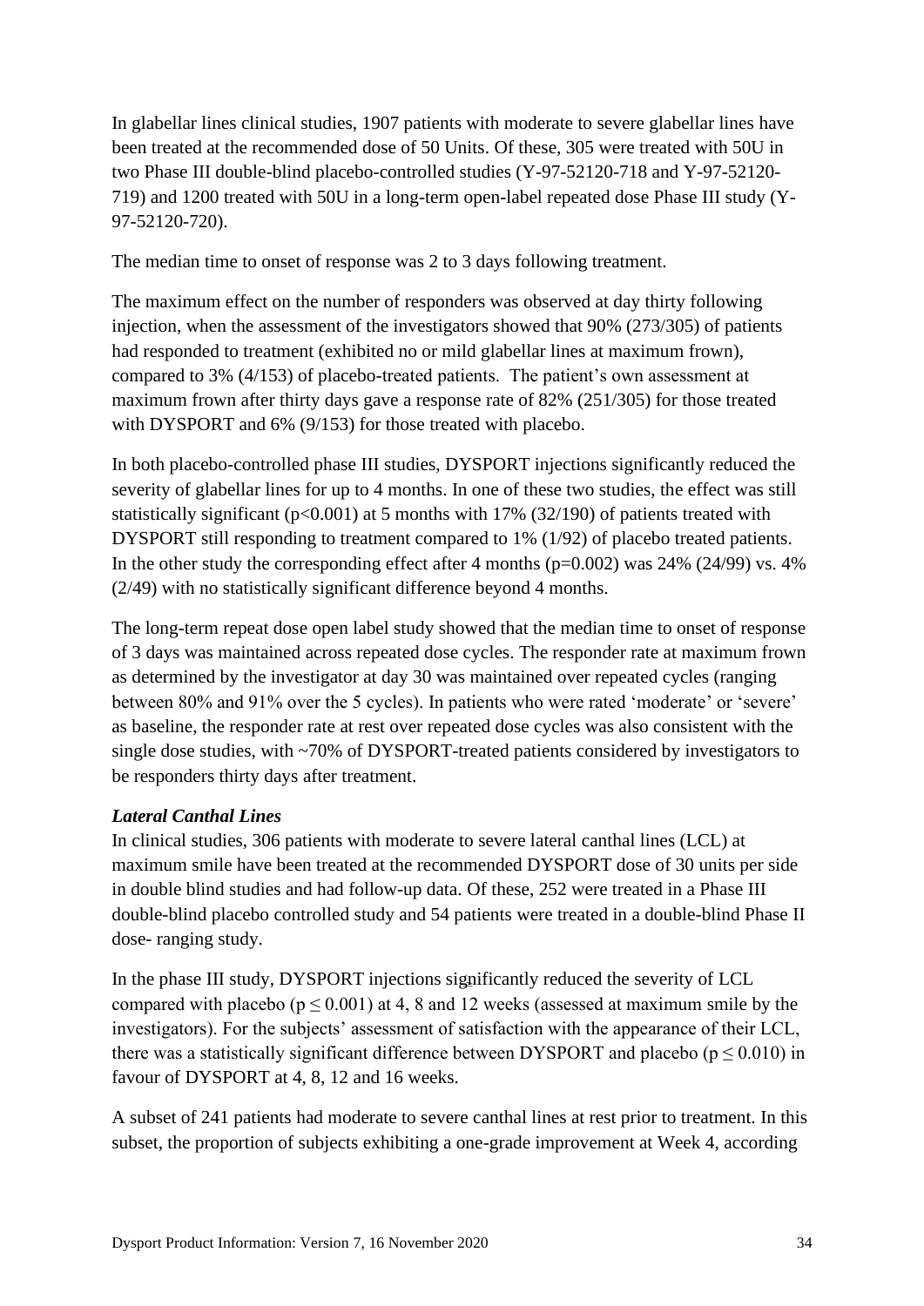In glabellar lines clinical studies, 1907 patients with moderate to severe glabellar lines have been treated at the recommended dose of 50 Units. Of these, 305 were treated with 50U in two Phase III double-blind placebo-controlled studies (Y-97-52120-718 and Y-97-52120-719) and 1200 treated with 50U in a long-term open-label repeated dose Phase III study (Y-97-52120-720).

The median time to onset of response was 2 to 3 days following treatment.

The maximum effect on the number of responders was observed at day thirty following injection, when the assessment of the investigators showed that 90% (273/305) of patients had responded to treatment (exhibited no or mild glabellar lines at maximum frown), compared to 3% (4/153) of placebo-treated patients. The patient's own assessment at maximum frown after thirty days gave a response rate of 82% (251/305) for those treated with DYSPORT and 6% (9/153) for those treated with placebo.

In both placebo-controlled phase III studies, DYSPORT injections significantly reduced the severity of glabellar lines for up to 4 months. In one of these two studies, the effect was still statistically significant ($p<0.001$) at 5 months with 17% (32/190) of patients treated with DYSPORT still responding to treatment compared to 1% (1/92) of placebo treated patients. In the other study the corresponding effect after 4 months ($p=0.002$) was 24% (24/99) vs. 4% (2/49) with no statistically significant difference beyond 4 months.

The long-term repeat dose open label study showed that the median time to onset of response of 3 days was maintained across repeated dose cycles. The responder rate at maximum frown as determined by the investigator at day 30 was maintained over repeated cycles (ranging between 80% and 91% over the 5 cycles). In patients who were rated 'moderate' or 'severe' as baseline, the responder rate at rest over repeated dose cycles was also consistent with the single dose studies, with ~70% of DYSPORT-treated patients considered by investigators to be responders thirty days after treatment.

***Lateral Canthal Lines***

In clinical studies, 306 patients with moderate to severe lateral canthal lines (LCL) at maximum smile have been treated at the recommended DYSPORT dose of 30 units per side in double blind studies and had follow-up data. Of these, 252 were treated in a Phase III double-blind placebo controlled study and 54 patients were treated in a double-blind Phase II dose- ranging study.

In the phase III study, DYSPORT injections significantly reduced the severity of LCL compared with placebo ($p \leq 0.001$) at 4, 8 and 12 weeks (assessed at maximum smile by the investigators). For the subjects' assessment of satisfaction with the appearance of their LCL, there was a statistically significant difference between DYSPORT and placebo ($p \leq 0.010$) in favour of DYSPORT at 4, 8, 12 and 16 weeks.

A subset of 241 patients had moderate to severe canthal lines at rest prior to treatment. In this subset, the proportion of subjects exhibiting a one-grade improvement at Week 4, according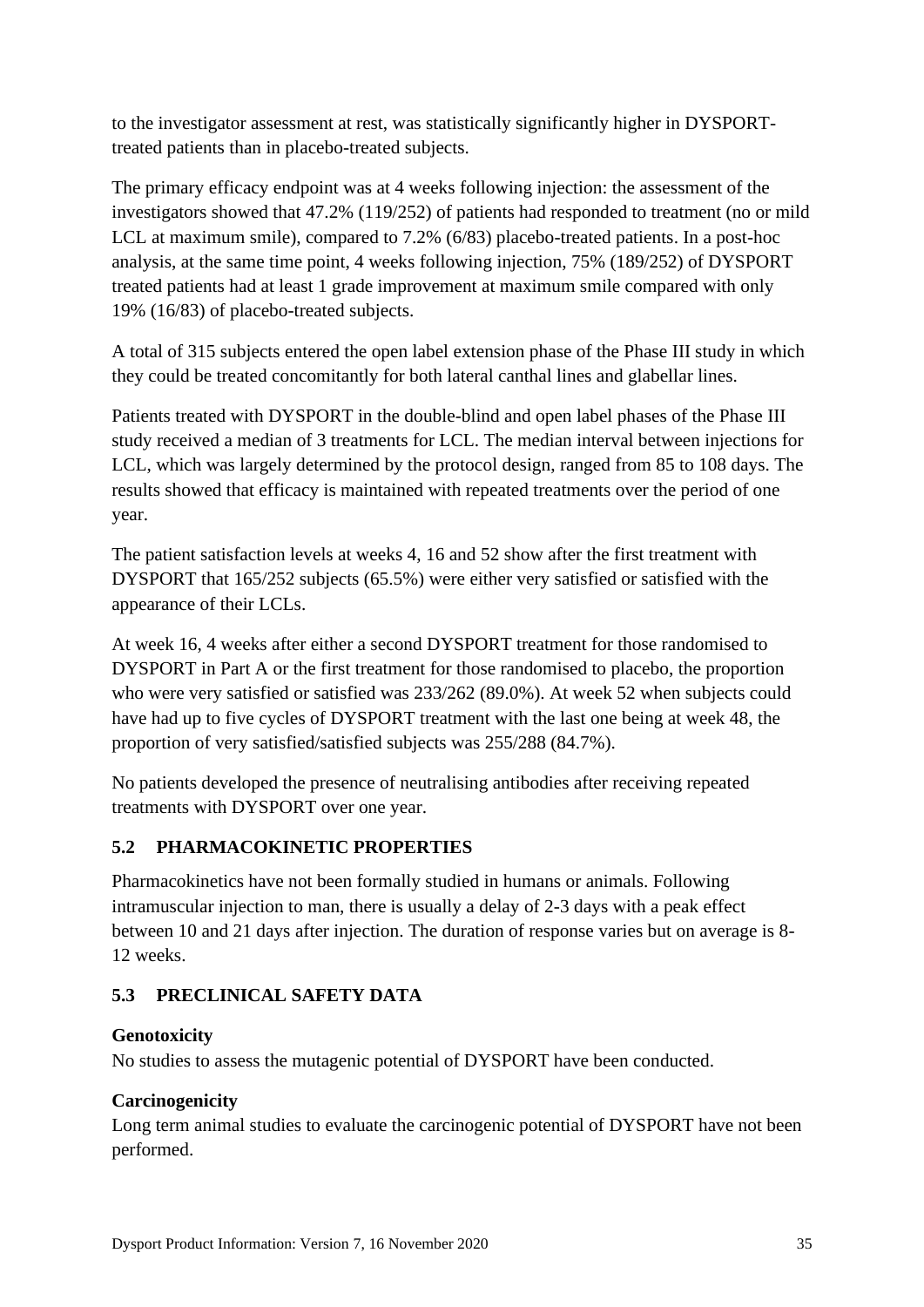to the investigator assessment at rest, was statistically significantly higher in DYSPORT-treated patients than in placebo-treated subjects.

The primary efficacy endpoint was at 4 weeks following injection: the assessment of the investigators showed that 47.2% (119/252) of patients had responded to treatment (no or mild LCL at maximum smile), compared to 7.2% (6/83) placebo-treated patients. In a post-hoc analysis, at the same time point, 4 weeks following injection, 75% (189/252) of DYSPORT treated patients had at least 1 grade improvement at maximum smile compared with only 19% (16/83) of placebo-treated subjects.

A total of 315 subjects entered the open label extension phase of the Phase III study in which they could be treated concomitantly for both lateral canthal lines and glabellar lines.

Patients treated with DYSPORT in the double-blind and open label phases of the Phase III study received a median of 3 treatments for LCL. The median interval between injections for LCL, which was largely determined by the protocol design, ranged from 85 to 108 days. The results showed that efficacy is maintained with repeated treatments over the period of one year.

The patient satisfaction levels at weeks 4, 16 and 52 show after the first treatment with DYSPORT that 165/252 subjects (65.5%) were either very satisfied or satisfied with the appearance of their LCLs.

At week 16, 4 weeks after either a second DYSPORT treatment for those randomised to DYSPORT in Part A or the first treatment for those randomised to placebo, the proportion who were very satisfied or satisfied was 233/262 (89.0%). At week 52 when subjects could have had up to five cycles of DYSPORT treatment with the last one being at week 48, the proportion of very satisfied/satisfied subjects was 255/288 (84.7%).

No patients developed the presence of neutralising antibodies after receiving repeated treatments with DYSPORT over one year.

## 5.2 PHARMACOKINETIC PROPERTIES

Pharmacokinetics have not been formally studied in humans or animals. Following intramuscular injection to man, there is usually a delay of 2-3 days with a peak effect between 10 and 21 days after injection. The duration of response varies but on average is 8-12 weeks.

## 5.3 PRECLINICAL SAFETY DATA

**Genotoxicity**

No studies to assess the mutagenic potential of DYSPORT have been conducted.

**Carcinogenicity**

Long term animal studies to evaluate the carcinogenic potential of DYSPORT have not been performed.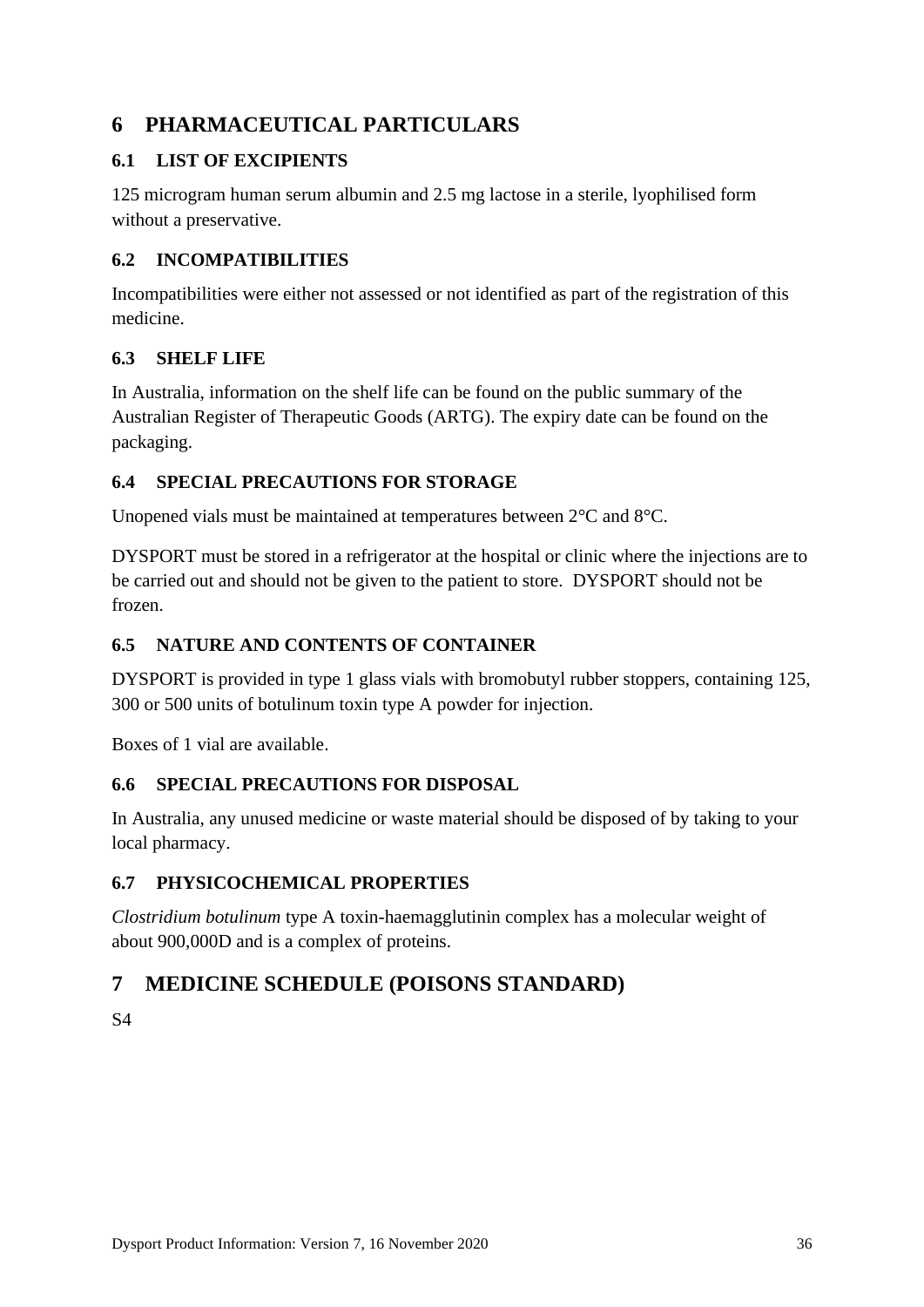# 6 PHARMACEUTICAL PARTICULARS

## 6.1 LIST OF EXCIPIENTS

125 microgram human serum albumin and 2.5 mg lactose in a sterile, lyophilised form without a preservative.

## 6.2 INCOMPATIBILITIES

Incompatibilities were either not assessed or not identified as part of the registration of this medicine.

## 6.3 SHELF LIFE

In Australia, information on the shelf life can be found on the public summary of the Australian Register of Therapeutic Goods (ARTG). The expiry date can be found on the packaging.

## 6.4 SPECIAL PRECAUTIONS FOR STORAGE

Unopened vials must be maintained at temperatures between 2°C and 8°C.

DYSPORT must be stored in a refrigerator at the hospital or clinic where the injections are to be carried out and should not be given to the patient to store. DYSPORT should not be frozen.

## 6.5 NATURE AND CONTENTS OF CONTAINER

DYSPORT is provided in type 1 glass vials with bromobutyl rubber stoppers, containing 125, 300 or 500 units of botulinum toxin type A powder for injection.

Boxes of 1 vial are available.

## 6.6 SPECIAL PRECAUTIONS FOR DISPOSAL

In Australia, any unused medicine or waste material should be disposed of by taking to your local pharmacy.

## 6.7 PHYSICOCHEMICAL PROPERTIES

*Clostridium botulinum* type A toxin-haemagglutinin complex has a molecular weight of about 900,000D and is a complex of proteins.

# 7 MEDICINE SCHEDULE (POISONS STANDARD)

S4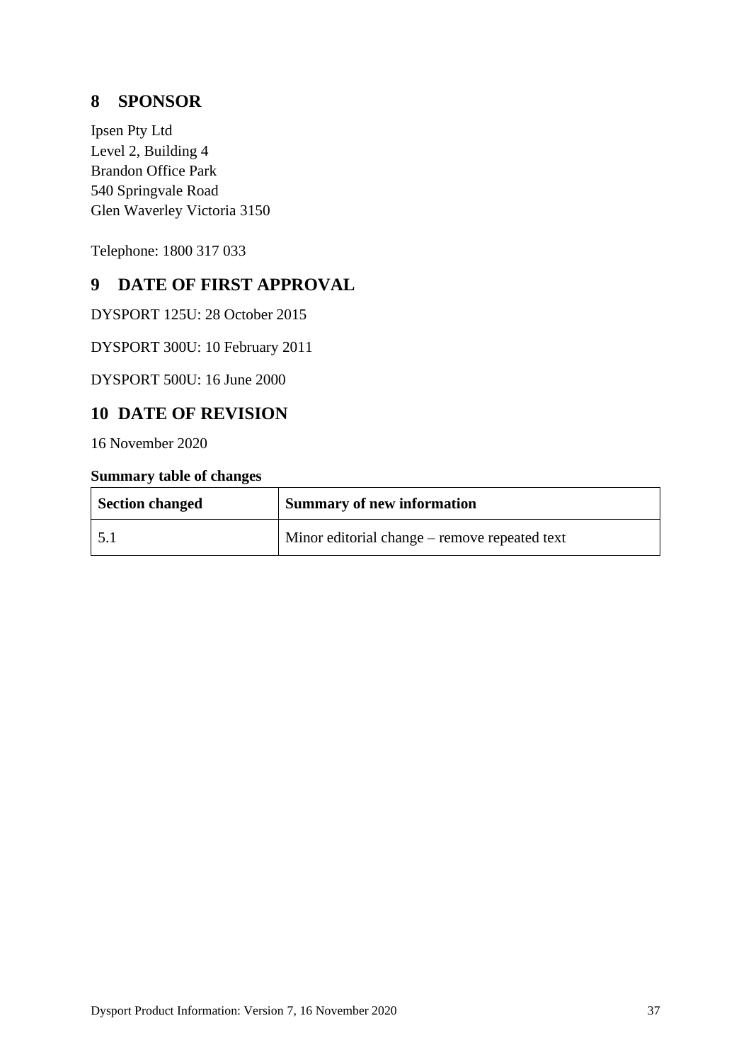## 8 SPONSOR

Ipsen Pty Ltd
Level 2, Building 4
Brandon Office Park
540 Springvale Road
Glen Waverley Victoria 3150

Telephone: 1800 317 033

## 9 DATE OF FIRST APPROVAL

DYSPORT 125U: 28 October 2015

DYSPORT 300U: 10 February 2011

DYSPORT 500U: 16 June 2000

## 10 DATE OF REVISION

16 November 2020

**Summary table of changes**

| Section changed | Summary of new information |
|---|---|
| 5.1 | Minor editorial change – remove repeated text |